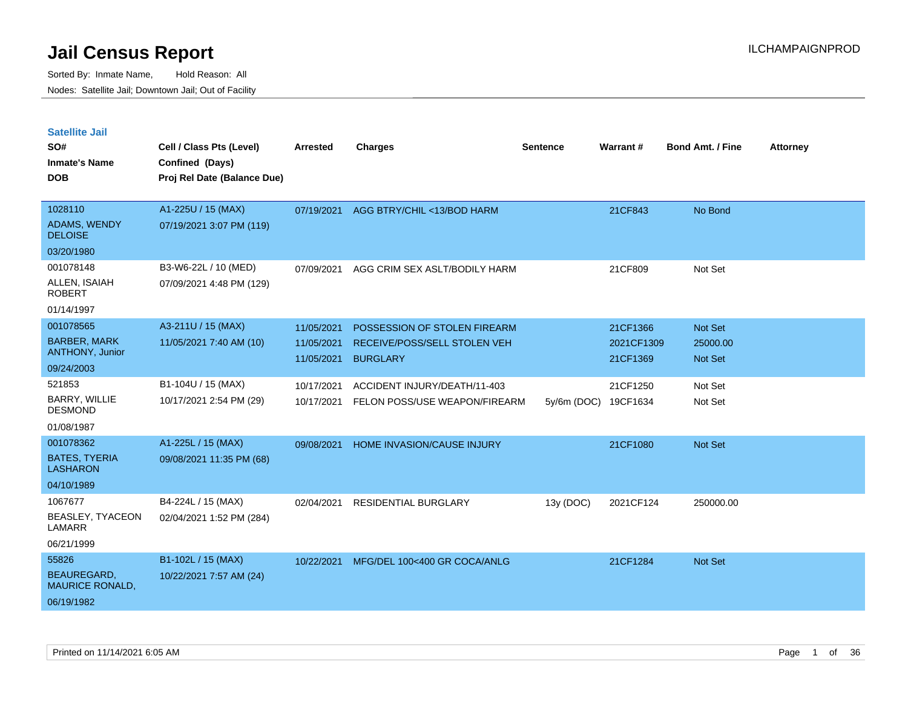# Jail Census Report

ILCHAMPAIGNPROD

Sorted By: Inmate Name, Hold Reason: All

Nodes: Satellite Jail; Downtown Jail; Out of Facility

## Satellite Jail

| SO# / Inmate's Name / DOB | Cell / Class Pts (Level) / Confined (Days) / Proj Rel Date (Balance Due) | Arrested | Charges | Sentence | Warrant # | Bond Amt. / Fine | Attorney |
|---|---|---|---|---|---|---|---|
| 1028110<br>ADAMS, WENDY DELOISE<br>03/20/1980 | A1-225U / 15 (MAX)<br>07/19/2021 3:07 PM (119) | 07/19/2021 | AGG BTRY/CHIL <13/BOD HARM | | 21CF843 | No Bond | |
| 001078148<br>ALLEN, ISAIAH ROBERT<br>01/14/1997 | B3-W6-22L / 10 (MED)<br>07/09/2021 4:48 PM (129) | 07/09/2021 | AGG CRIM SEX ASLT/BODILY HARM | | 21CF809 | Not Set | |
| 001078565<br>BARBER, MARK ANTHONY, Junior<br>09/24/2003 | A3-211U / 15 (MAX)<br>11/05/2021 7:40 AM (10) | 11/05/2021 | POSSESSION OF STOLEN FIREARM | | 21CF1366 | Not Set | |
| | | 11/05/2021 | RECEIVE/POSS/SELL STOLEN VEH | | 2021CF1309 | 25000.00 | |
| | | 11/05/2021 | BURGLARY | | 21CF1369 | Not Set | |
| 521853<br>BARRY, WILLIE DESMOND<br>01/08/1987 | B1-104U / 15 (MAX)<br>10/17/2021 2:54 PM (29) | 10/17/2021 | ACCIDENT INJURY/DEATH/11-403 | | 21CF1250 | Not Set | |
| | | 10/17/2021 | FELON POSS/USE WEAPON/FIREARM | 5y/6m (DOC) | 19CF1634 | Not Set | |
| 001078362<br>BATES, TYERIA LASHARON<br>04/10/1989 | A1-225L / 15 (MAX)<br>09/08/2021 11:35 PM (68) | 09/08/2021 | HOME INVASION/CAUSE INJURY | | 21CF1080 | Not Set | |
| 1067677<br>BEASLEY, TYACEON LAMARR<br>06/21/1999 | B4-224L / 15 (MAX)<br>02/04/2021 1:52 PM (284) | 02/04/2021 | RESIDENTIAL BURGLARY | 13y (DOC) | 2021CF124 | 250000.00 | |
| 55826<br>BEAUREGARD, MAURICE RONALD,<br>06/19/1982 | B1-102L / 15 (MAX)<br>10/22/2021 7:57 AM (24) | 10/22/2021 | MFG/DEL 100<400 GR COCA/ANLG | | 21CF1284 | Not Set | |

Printed on 11/14/2021 6:05 AM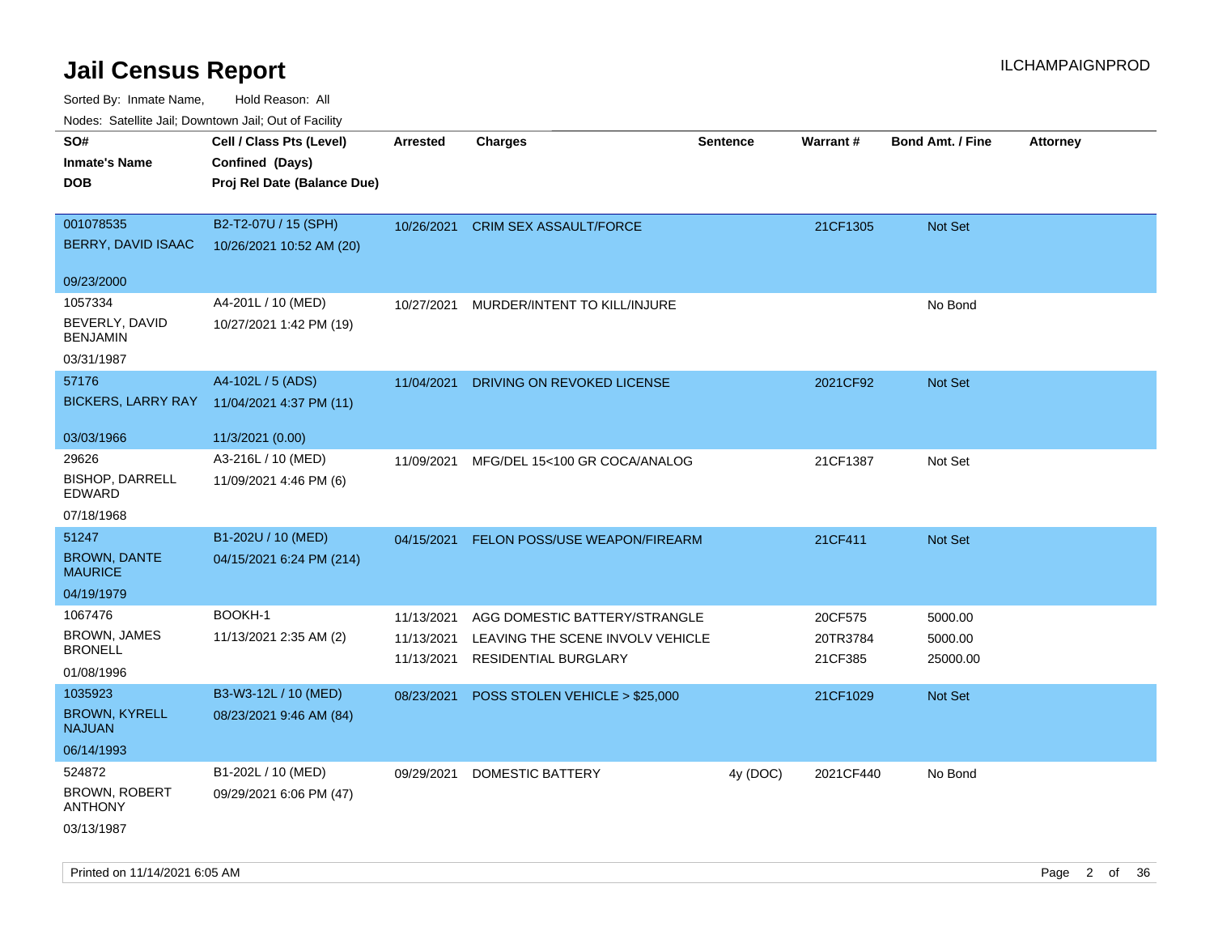# Jail Census Report

ILCHAMPAIGNPROD

Sorted By: Inmate Name, Hold Reason: All

Nodes: Satellite Jail; Downtown Jail; Out of Facility

| SO#<br>Inmate's Name<br>DOB | Cell / Class Pts (Level)<br>Confined (Days)<br>Proj Rel Date (Balance Due) | Arrested | Charges | Sentence | Warrant # | Bond Amt. / Fine | Attorney |
|---|---|---|---|---|---|---|---|
| 001078535<br>BERRY, DAVID ISAAC<br>09/23/2000 | B2-T2-07U / 15 (SPH)<br>10/26/2021 10:52 AM (20) | 10/26/2021 | CRIM SEX ASSAULT/FORCE | | 21CF1305 | Not Set | |
| 1057334<br>BEVERLY, DAVID BENJAMIN<br>03/31/1987 | A4-201L / 10 (MED)<br>10/27/2021 1:42 PM (19) | 10/27/2021 | MURDER/INTENT TO KILL/INJURE | | | No Bond | |
| 57176<br>BICKERS, LARRY RAY<br>03/03/1966 | A4-102L / 5 (ADS)<br>11/04/2021 4:37 PM (11)<br>11/3/2021 (0.00) | 11/04/2021 | DRIVING ON REVOKED LICENSE | | 2021CF92 | Not Set | |
| 29626<br>BISHOP, DARRELL EDWARD<br>07/18/1968 | A3-216L / 10 (MED)<br>11/09/2021 4:46 PM (6) | 11/09/2021 | MFG/DEL 15<100 GR COCA/ANALOG | | 21CF1387 | Not Set | |
| 51247<br>BROWN, DANTE MAURICE<br>04/19/1979 | B1-202U / 10 (MED)<br>04/15/2021 6:24 PM (214) | 04/15/2021 | FELON POSS/USE WEAPON/FIREARM | | 21CF411 | Not Set | |
| 1067476<br>BROWN, JAMES BRONELL<br>01/08/1996 | BOOKH-1<br>11/13/2021 2:35 AM (2) | 11/13/2021<br>11/13/2021<br>11/13/2021 | AGG DOMESTIC BATTERY/STRANGLE<br>LEAVING THE SCENE INVOLV VEHICLE<br>RESIDENTIAL BURGLARY | | 20CF575<br>20TR3784<br>21CF385 | 5000.00<br>5000.00<br>25000.00 | |
| 1035923<br>BROWN, KYRELL NAJUAN<br>06/14/1993 | B3-W3-12L / 10 (MED)<br>08/23/2021 9:46 AM (84) | 08/23/2021 | POSS STOLEN VEHICLE > $25,000 | | 21CF1029 | Not Set | |
| 524872<br>BROWN, ROBERT ANTHONY<br>03/13/1987 | B1-202L / 10 (MED)<br>09/29/2021 6:06 PM (47) | 09/29/2021 | DOMESTIC BATTERY | 4y (DOC) | 2021CF440 | No Bond | |

Printed on 11/14/2021 6:05 AM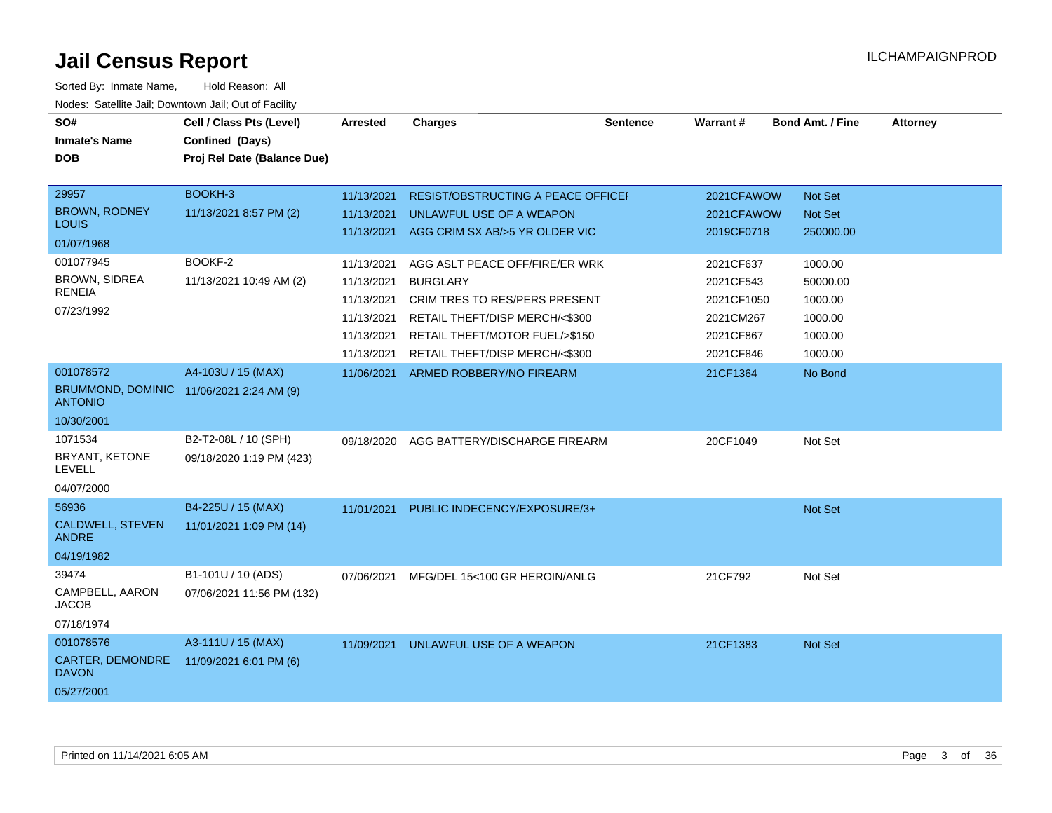# Jail Census Report

ILCHAMPAIGNPROD

Sorted By: Inmate Name, Hold Reason: All

Nodes: Satellite Jail; Downtown Jail; Out of Facility

| SO# / Inmate's Name / DOB | Cell / Class Pts (Level) / Confined (Days) / Proj Rel Date (Balance Due) | Arrested | Charges | Sentence | Warrant # | Bond Amt. / Fine | Attorney |
|---|---|---|---|---|---|---|---|
| 29957<br>BROWN, RODNEY LOUIS<br>01/07/1968 | BOOKH-3<br>11/13/2021 8:57 PM (2) | 11/13/2021 | RESIST/OBSTRUCTING A PEACE OFFICEI | | 2021CFAWOW | Not Set | |
| | | 11/13/2021 | UNLAWFUL USE OF A WEAPON | | 2021CFAWOW | Not Set | |
| | | 11/13/2021 | AGG CRIM SX AB/>5 YR OLDER VIC | | 2019CF0718 | 250000.00 | |
| 001077945<br>BROWN, SIDREA RENEIA<br>07/23/1992 | BOOKF-2<br>11/13/2021 10:49 AM (2) | 11/13/2021 | AGG ASLT PEACE OFF/FIRE/ER WRK | | 2021CF637 | 1000.00 | |
| | | 11/13/2021 | BURGLARY | | 2021CF543 | 50000.00 | |
| | | 11/13/2021 | CRIM TRES TO RES/PERS PRESENT | | 2021CF1050 | 1000.00 | |
| | | 11/13/2021 | RETAIL THEFT/DISP MERCH/<$300 | | 2021CM267 | 1000.00 | |
| | | 11/13/2021 | RETAIL THEFT/MOTOR FUEL/>$150 | | 2021CF867 | 1000.00 | |
| | | 11/13/2021 | RETAIL THEFT/DISP MERCH/<$300 | | 2021CF846 | 1000.00 | |
| 001078572<br>BRUMMOND, DOMINIC ANTONIO<br>10/30/2001 | A4-103U / 15 (MAX)<br>11/06/2021 2:24 AM (9) | 11/06/2021 | ARMED ROBBERY/NO FIREARM | | 21CF1364 | No Bond | |
| 1071534<br>BRYANT, KETONE LEVELL<br>04/07/2000 | B2-T2-08L / 10 (SPH)<br>09/18/2020 1:19 PM (423) | 09/18/2020 | AGG BATTERY/DISCHARGE FIREARM | | 20CF1049 | Not Set | |
| 56936<br>CALDWELL, STEVEN ANDRE<br>04/19/1982 | B4-225U / 15 (MAX)<br>11/01/2021 1:09 PM (14) | 11/01/2021 | PUBLIC INDECENCY/EXPOSURE/3+ | | | Not Set | |
| 39474<br>CAMPBELL, AARON JACOB<br>07/18/1974 | B1-101U / 10 (ADS)<br>07/06/2021 11:56 PM (132) | 07/06/2021 | MFG/DEL 15<100 GR HEROIN/ANLG | | 21CF792 | Not Set | |
| 001078576<br>CARTER, DEMONDRE DAVON<br>05/27/2001 | A3-111U / 15 (MAX)<br>11/09/2021 6:01 PM (6) | 11/09/2021 | UNLAWFUL USE OF A WEAPON | | 21CF1383 | Not Set | |

Printed on 11/14/2021 6:05 AM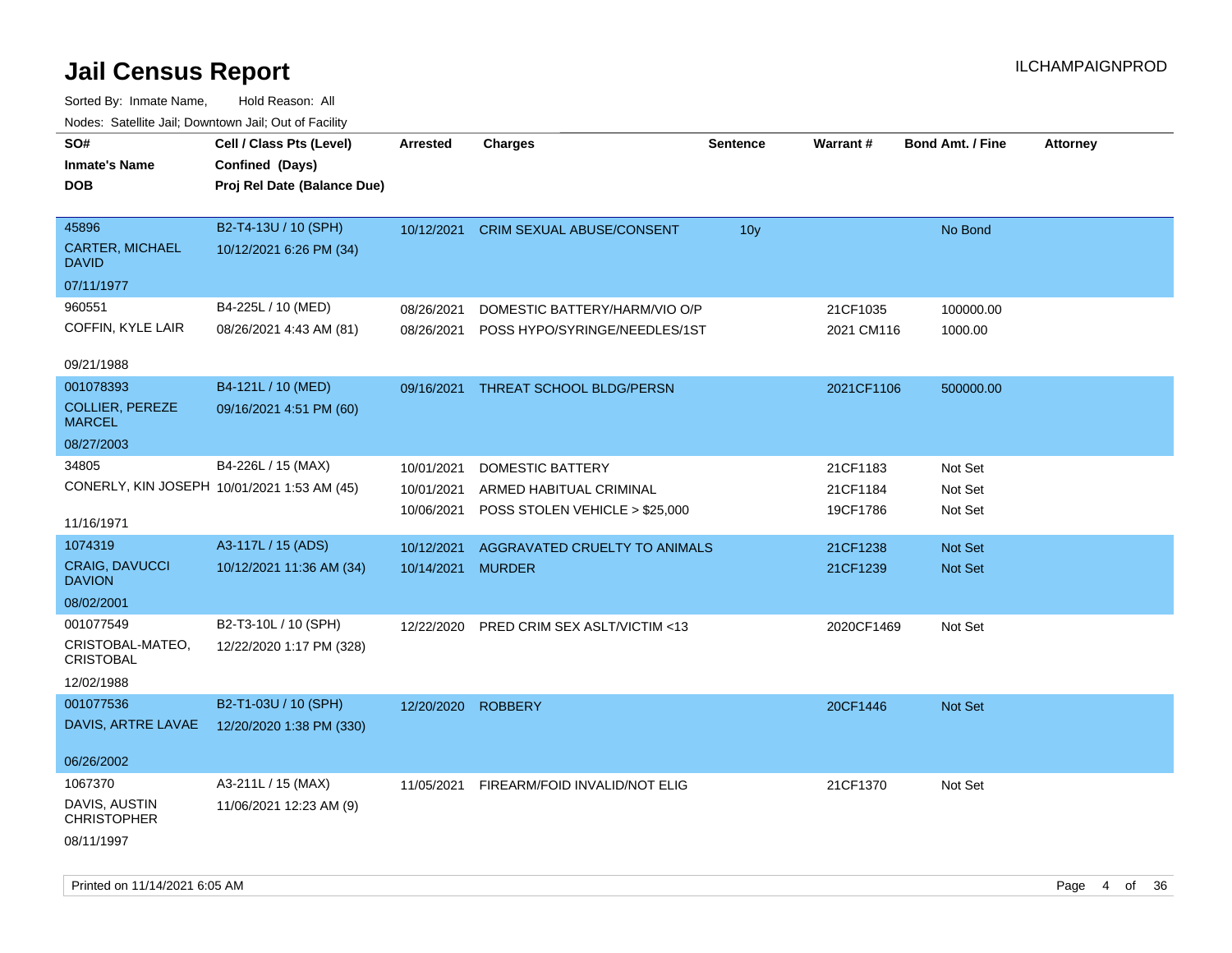# Jail Census Report

ILCHAMPAIGNPROD

Sorted By: Inmate Name, Hold Reason: All

Nodes: Satellite Jail; Downtown Jail; Out of Facility

| SO# / Inmate's Name / DOB | Cell / Class Pts (Level) / Confined (Days) / Proj Rel Date (Balance Due) | Arrested | Charges | Sentence | Warrant # | Bond Amt. / Fine | Attorney |
|---|---|---|---|---|---|---|---|
| 45896<br>CARTER, MICHAEL DAVID<br>07/11/1977 | B2-T4-13U / 10 (SPH)<br>10/12/2021 6:26 PM (34) | 10/12/2021 | CRIM SEXUAL ABUSE/CONSENT | 10y | | No Bond | |
| 960551<br>COFFIN, KYLE LAIR<br>09/21/1988 | B4-225L / 10 (MED)<br>08/26/2021 4:43 AM (81) | 08/26/2021 | DOMESTIC BATTERY/HARM/VIO O/P | | 21CF1035 | 100000.00 | |
| | | 08/26/2021 | POSS HYPO/SYRINGE/NEEDLES/1ST | | 2021 CM116 | 1000.00 | |
| 001078393<br>COLLIER, PEREZE MARCEL<br>08/27/2003 | B4-121L / 10 (MED)<br>09/16/2021 4:51 PM (60) | 09/16/2021 | THREAT SCHOOL BLDG/PERSN | | 2021CF1106 | 500000.00 | |
| 34805<br>CONERLY, KIN JOSEPH<br>11/16/1971 | B4-226L / 15 (MAX)<br>10/01/2021 1:53 AM (45) | 10/01/2021 | DOMESTIC BATTERY | | 21CF1183 | Not Set | |
| | | 10/01/2021 | ARMED HABITUAL CRIMINAL | | 21CF1184 | Not Set | |
| | | 10/06/2021 | POSS STOLEN VEHICLE > $25,000 | | 19CF1786 | Not Set | |
| 1074319<br>CRAIG, DAVUCCI DAVION<br>08/02/2001 | A3-117L / 15 (ADS)<br>10/12/2021 11:36 AM (34) | 10/12/2021 | AGGRAVATED CRUELTY TO ANIMALS | | 21CF1238 | Not Set | |
| | | 10/14/2021 | MURDER | | 21CF1239 | Not Set | |
| 001077549<br>CRISTOBAL-MATEO, CRISTOBAL<br>12/02/1988 | B2-T3-10L / 10 (SPH)<br>12/22/2020 1:17 PM (328) | 12/22/2020 | PRED CRIM SEX ASLT/VICTIM <13 | | 2020CF1469 | Not Set | |
| 001077536<br>DAVIS, ARTRE LAVAE<br>06/26/2002 | B2-T1-03U / 10 (SPH)<br>12/20/2020 1:38 PM (330) | 12/20/2020 | ROBBERY | | 20CF1446 | Not Set | |
| 1067370<br>DAVIS, AUSTIN CHRISTOPHER<br>08/11/1997 | A3-211L / 15 (MAX)<br>11/06/2021 12:23 AM (9) | 11/05/2021 | FIREARM/FOID INVALID/NOT ELIG | | 21CF1370 | Not Set | |

Printed on 11/14/2021 6:05 AM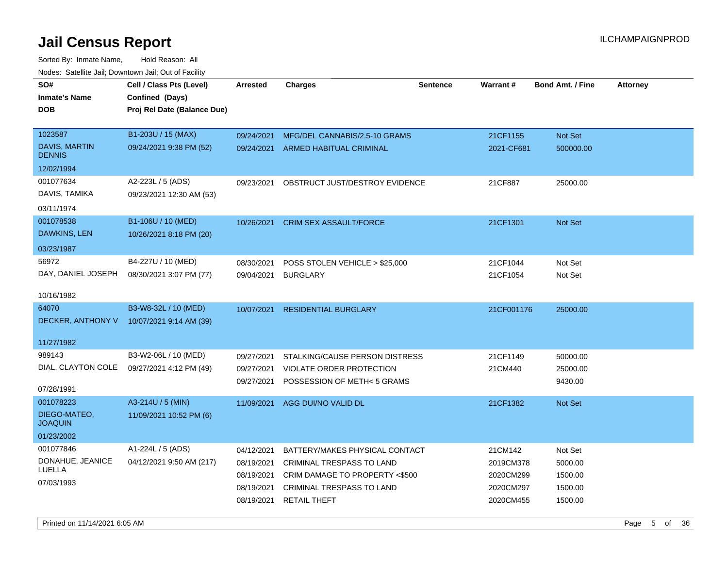# Jail Census Report

ILCHAMPAIGNPROD

Sorted By: Inmate Name, Hold Reason: All

Nodes: Satellite Jail; Downtown Jail; Out of Facility

| SO# / Inmate's Name / DOB | Cell / Class Pts (Level) / Confined (Days) / Proj Rel Date (Balance Due) | Arrested | Charges | Sentence | Warrant # | Bond Amt. / Fine | Attorney |
|---|---|---|---|---|---|---|---|
| 1023587 DAVIS, MARTIN DENNIS 12/02/1994 | B1-203U / 15 (MAX) 09/24/2021 9:38 PM (52) | 09/24/2021 | MFG/DEL CANNABIS/2.5-10 GRAMS | | 21CF1155 | Not Set | |
| | | 09/24/2021 | ARMED HABITUAL CRIMINAL | | 2021-CF681 | 500000.00 | |
| 001077634 DAVIS, TAMIKA 03/11/1974 | A2-223L / 5 (ADS) 09/23/2021 12:30 AM (53) | 09/23/2021 | OBSTRUCT JUST/DESTROY EVIDENCE | | 21CF887 | 25000.00 | |
| 001078538 DAWKINS, LEN 03/23/1987 | B1-106U / 10 (MED) 10/26/2021 8:18 PM (20) | 10/26/2021 | CRIM SEX ASSAULT/FORCE | | 21CF1301 | Not Set | |
| 56972 DAY, DANIEL JOSEPH 10/16/1982 | B4-227U / 10 (MED) 08/30/2021 3:07 PM (77) | 08/30/2021 | POSS STOLEN VEHICLE > $25,000 | | 21CF1044 | Not Set | |
| | | 09/04/2021 | BURGLARY | | 21CF1054 | Not Set | |
| 64070 DECKER, ANTHONY V 11/27/1982 | B3-W8-32L / 10 (MED) 10/07/2021 9:14 AM (39) | 10/07/2021 | RESIDENTIAL BURGLARY | | 21CF001176 | 25000.00 | |
| 989143 DIAL, CLAYTON COLE 07/28/1991 | B3-W2-06L / 10 (MED) 09/27/2021 4:12 PM (49) | 09/27/2021 | STALKING/CAUSE PERSON DISTRESS | | 21CF1149 | 50000.00 | |
| | | 09/27/2021 | VIOLATE ORDER PROTECTION | | 21CM440 | 25000.00 | |
| | | 09/27/2021 | POSSESSION OF METH< 5 GRAMS | | | 9430.00 | |
| 001078223 DIEGO-MATEO, JOAQUIN 01/23/2002 | A3-214U / 5 (MIN) 11/09/2021 10:52 PM (6) | 11/09/2021 | AGG DUI/NO VALID DL | | 21CF1382 | Not Set | |
| 001077846 DONAHUE, JEANICE LUELLA 07/03/1993 | A1-224L / 5 (ADS) 04/12/2021 9:50 AM (217) | 04/12/2021 | BATTERY/MAKES PHYSICAL CONTACT | | 21CM142 | Not Set | |
| | | 08/19/2021 | CRIMINAL TRESPASS TO LAND | | 2019CM378 | 5000.00 | |
| | | 08/19/2021 | CRIM DAMAGE TO PROPERTY <$500 | | 2020CM299 | 1500.00 | |
| | | 08/19/2021 | CRIMINAL TRESPASS TO LAND | | 2020CM297 | 1500.00 | |
| | | 08/19/2021 | RETAIL THEFT | | 2020CM455 | 1500.00 | |

Printed on 11/14/2021 6:05 AM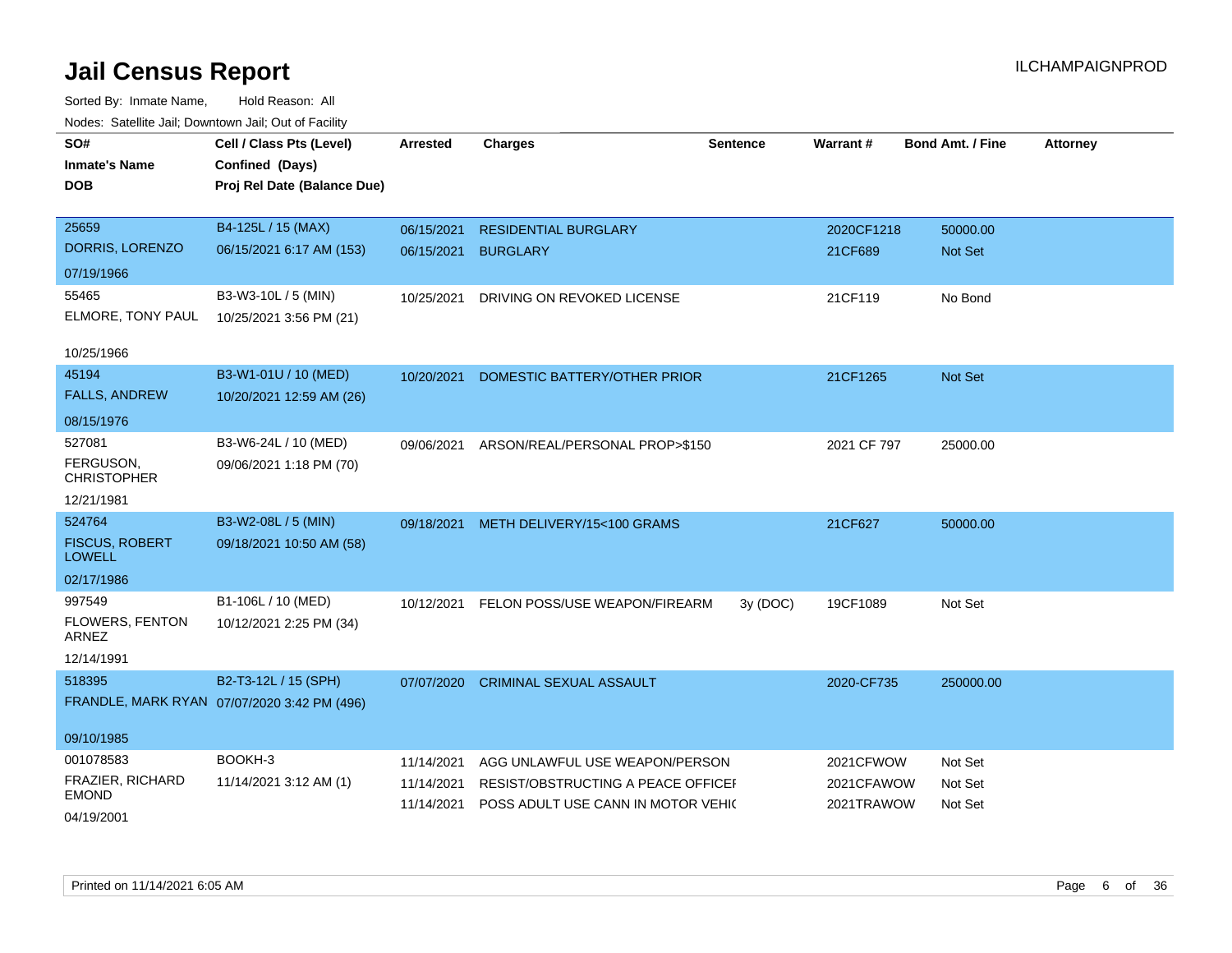# Jail Census Report

ILCHAMPAIGNPROD

Sorted By: Inmate Name, Hold Reason: All

Nodes: Satellite Jail; Downtown Jail; Out of Facility

| SO# / Inmate's Name / DOB | Cell / Class Pts (Level) / Confined (Days) / Proj Rel Date (Balance Due) | Arrested | Charges | Sentence | Warrant # | Bond Amt. / Fine | Attorney |
|---|---|---|---|---|---|---|---|
| 25659<br>DORRIS, LORENZO<br>07/19/1966 | B4-125L / 15 (MAX)<br>06/15/2021 6:17 AM (153) | 06/15/2021<br>06/15/2021 | RESIDENTIAL BURGLARY<br>BURGLARY | | 2020CF1218<br>21CF689 | 50000.00<br>Not Set | |
| 55465<br>ELMORE, TONY PAUL<br>10/25/1966 | B3-W3-10L / 5 (MIN)<br>10/25/2021 3:56 PM (21) | 10/25/2021 | DRIVING ON REVOKED LICENSE | | 21CF119 | No Bond | |
| 45194<br>FALLS, ANDREW<br>08/15/1976 | B3-W1-01U / 10 (MED)<br>10/20/2021 12:59 AM (26) | 10/20/2021 | DOMESTIC BATTERY/OTHER PRIOR | | 21CF1265 | Not Set | |
| 527081<br>FERGUSON, CHRISTOPHER<br>12/21/1981 | B3-W6-24L / 10 (MED)<br>09/06/2021 1:18 PM (70) | 09/06/2021 | ARSON/REAL/PERSONAL PROP>$150 | | 2021 CF 797 | 25000.00 | |
| 524764<br>FISCUS, ROBERT LOWELL<br>02/17/1986 | B3-W2-08L / 5 (MIN)<br>09/18/2021 10:50 AM (58) | 09/18/2021 | METH DELIVERY/15<100 GRAMS | | 21CF627 | 50000.00 | |
| 997549<br>FLOWERS, FENTON ARNEZ<br>12/14/1991 | B1-106L / 10 (MED)<br>10/12/2021 2:25 PM (34) | 10/12/2021 | FELON POSS/USE WEAPON/FIREARM | 3y (DOC) | 19CF1089 | Not Set | |
| 518395<br>FRANDLE, MARK RYAN<br>09/10/1985 | B2-T3-12L / 15 (SPH)<br>07/07/2020 3:42 PM (496) | 07/07/2020 | CRIMINAL SEXUAL ASSAULT | | 2020-CF735 | 250000.00 | |
| 001078583<br>FRAZIER, RICHARD EMOND<br>04/19/2001 | BOOKH-3<br>11/14/2021 3:12 AM (1) | 11/14/2021<br>11/14/2021<br>11/14/2021 | AGG UNLAWFUL USE WEAPON/PERSON<br>RESIST/OBSTRUCTING A PEACE OFFICEI<br>POSS ADULT USE CANN IN MOTOR VEHIC | | 2021CFWOW<br>2021CFAWOW<br>2021TRAWOW | Not Set<br>Not Set<br>Not Set | |

Printed on 11/14/2021 6:05 AM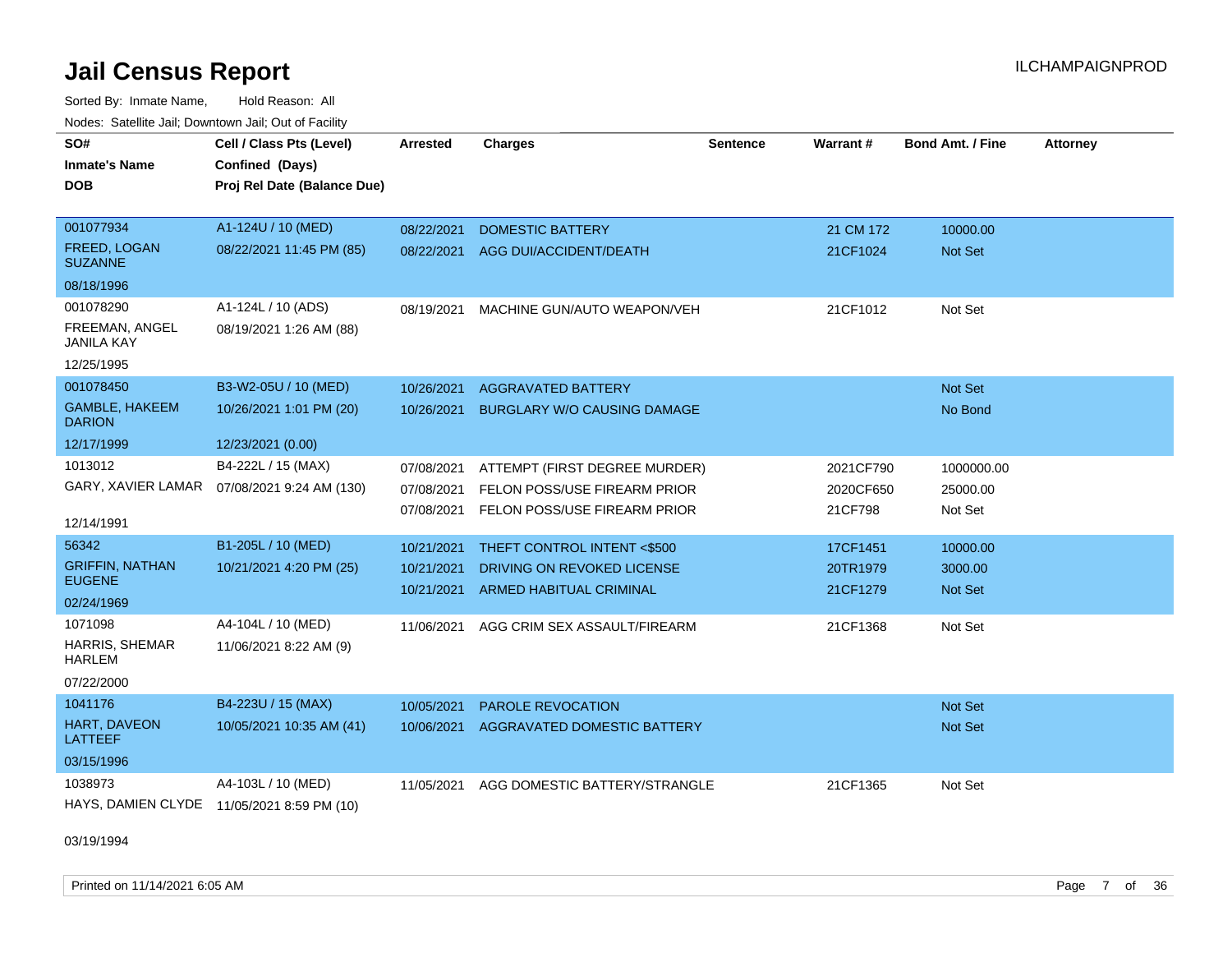# Jail Census Report

Sorted By: Inmate Name, Hold Reason: All

Nodes: Satellite Jail; Downtown Jail; Out of Facility

| SO# / Inmate's Name / DOB | Cell / Class Pts (Level) / Confined (Days) / Proj Rel Date (Balance Due) | Arrested | Charges | Sentence | Warrant # | Bond Amt. / Fine | Attorney |
|---|---|---|---|---|---|---|---|
| 001077934<br>FREED, LOGAN SUZANNE<br>08/18/1996 | A1-124U / 10 (MED)<br>08/22/2021 11:45 PM (85) | 08/22/2021 | DOMESTIC BATTERY | | 21 CM 172 | 10000.00 | |
| | | 08/22/2021 | AGG DUI/ACCIDENT/DEATH | | 21CF1024 | Not Set | |
| 001078290<br>FREEMAN, ANGEL JANILA KAY<br>12/25/1995 | A1-124L / 10 (ADS)<br>08/19/2021 1:26 AM (88) | 08/19/2021 | MACHINE GUN/AUTO WEAPON/VEH | | 21CF1012 | Not Set | |
| 001078450<br>GAMBLE, HAKEEM DARION<br>12/17/1999 | B3-W2-05U / 10 (MED)<br>10/26/2021 1:01 PM (20)<br>12/23/2021 (0.00) | 10/26/2021 | AGGRAVATED BATTERY | | | Not Set | |
| | | 10/26/2021 | BURGLARY W/O CAUSING DAMAGE | | | No Bond | |
| 1013012<br>GARY, XAVIER LAMAR<br>12/14/1991 | B4-222L / 15 (MAX)<br>07/08/2021 9:24 AM (130) | 07/08/2021 | ATTEMPT (FIRST DEGREE MURDER) | | 2021CF790 | 1000000.00 | |
| | | 07/08/2021 | FELON POSS/USE FIREARM PRIOR | | 2020CF650 | 25000.00 | |
| | | 07/08/2021 | FELON POSS/USE FIREARM PRIOR | | 21CF798 | Not Set | |
| 56342<br>GRIFFIN, NATHAN EUGENE<br>02/24/1969 | B1-205L / 10 (MED)<br>10/21/2021 4:20 PM (25) | 10/21/2021 | THEFT CONTROL INTENT <$500 | | 17CF1451 | 10000.00 | |
| | | 10/21/2021 | DRIVING ON REVOKED LICENSE | | 20TR1979 | 3000.00 | |
| | | 10/21/2021 | ARMED HABITUAL CRIMINAL | | 21CF1279 | Not Set | |
| 1071098<br>HARRIS, SHEMAR HARLEM<br>07/22/2000 | A4-104L / 10 (MED)<br>11/06/2021 8:22 AM (9) | 11/06/2021 | AGG CRIM SEX ASSAULT/FIREARM | | 21CF1368 | Not Set | |
| 1041176<br>HART, DAVEON LATTEEF<br>03/15/1996 | B4-223U / 15 (MAX)<br>10/05/2021 10:35 AM (41) | 10/05/2021 | PAROLE REVOCATION | | | Not Set | |
| | | 10/06/2021 | AGGRAVATED DOMESTIC BATTERY | | | Not Set | |
| 1038973<br>HAYS, DAMIEN CLYDE<br>03/19/1994 | A4-103L / 10 (MED)<br>11/05/2021 8:59 PM (10) | 11/05/2021 | AGG DOMESTIC BATTERY/STRANGLE | | 21CF1365 | Not Set | |

Printed on 11/14/2021 6:05 AM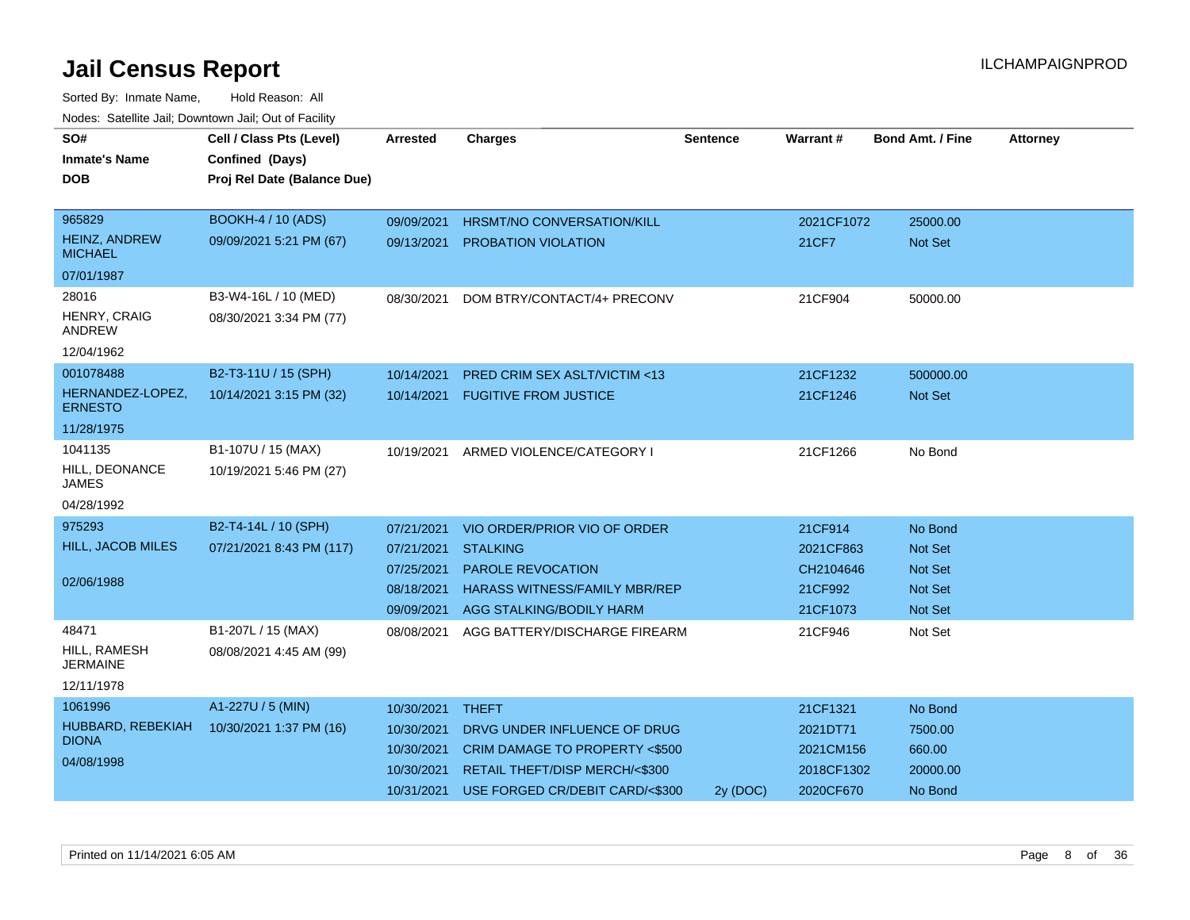# Jail Census Report

ILCHAMPAIGNPROD

Sorted By: Inmate Name, Hold Reason: All

Nodes: Satellite Jail; Downtown Jail; Out of Facility

| SO# / Inmate's Name / DOB | Cell / Class Pts (Level) / Confined (Days) / Proj Rel Date (Balance Due) | Arrested | Charges | Sentence | Warrant # | Bond Amt. / Fine | Attorney |
|---|---|---|---|---|---|---|---|
| 965829<br>HEINZ, ANDREW MICHAEL<br>07/01/1987 | BOOKH-4 / 10 (ADS)<br>09/09/2021 5:21 PM (67) | 09/09/2021 | HRSMT/NO CONVERSATION/KILL | | 2021CF1072 | 25000.00 | |
| | | 09/13/2021 | PROBATION VIOLATION | | 21CF7 | Not Set | |
| 28016<br>HENRY, CRAIG ANDREW<br>12/04/1962 | B3-W4-16L / 10 (MED)<br>08/30/2021 3:34 PM (77) | 08/30/2021 | DOM BTRY/CONTACT/4+ PRECONV | | 21CF904 | 50000.00 | |
| 001078488<br>HERNANDEZ-LOPEZ, ERNESTO<br>11/28/1975 | B2-T3-11U / 15 (SPH)<br>10/14/2021 3:15 PM (32) | 10/14/2021 | PRED CRIM SEX ASLT/VICTIM <13 | | 21CF1232 | 500000.00 | |
| | | 10/14/2021 | FUGITIVE FROM JUSTICE | | 21CF1246 | Not Set | |
| 1041135<br>HILL, DEONANCE JAMES<br>04/28/1992 | B1-107U / 15 (MAX)<br>10/19/2021 5:46 PM (27) | 10/19/2021 | ARMED VIOLENCE/CATEGORY I | | 21CF1266 | No Bond | |
| 975293<br>HILL, JACOB MILES<br>02/06/1988 | B2-T4-14L / 10 (SPH)<br>07/21/2021 8:43 PM (117) | 07/21/2021 | VIO ORDER/PRIOR VIO OF ORDER | | 21CF914 | No Bond | |
| | | 07/21/2021 | STALKING | | 2021CF863 | Not Set | |
| | | 07/25/2021 | PAROLE REVOCATION | | CH2104646 | Not Set | |
| | | 08/18/2021 | HARASS WITNESS/FAMILY MBR/REP | | 21CF992 | Not Set | |
| | | 09/09/2021 | AGG STALKING/BODILY HARM | | 21CF1073 | Not Set | |
| 48471<br>HILL, RAMESH JERMAINE<br>12/11/1978 | B1-207L / 15 (MAX)<br>08/08/2021 4:45 AM (99) | 08/08/2021 | AGG BATTERY/DISCHARGE FIREARM | | 21CF946 | Not Set | |
| 1061996<br>HUBBARD, REBEKIAH DIONA<br>04/08/1998 | A1-227U / 5 (MIN)<br>10/30/2021 1:37 PM (16) | 10/30/2021 | THEFT | | 21CF1321 | No Bond | |
| | | 10/30/2021 | DRVG UNDER INFLUENCE OF DRUG | | 2021DT71 | 7500.00 | |
| | | 10/30/2021 | CRIM DAMAGE TO PROPERTY <$500 | | 2021CM156 | 660.00 | |
| | | 10/30/2021 | RETAIL THEFT/DISP MERCH/<$300 | | 2018CF1302 | 20000.00 | |
| | | 10/31/2021 | USE FORGED CR/DEBIT CARD/<$300 | 2y (DOC) | 2020CF670 | No Bond | |

Printed on 11/14/2021 6:05 AM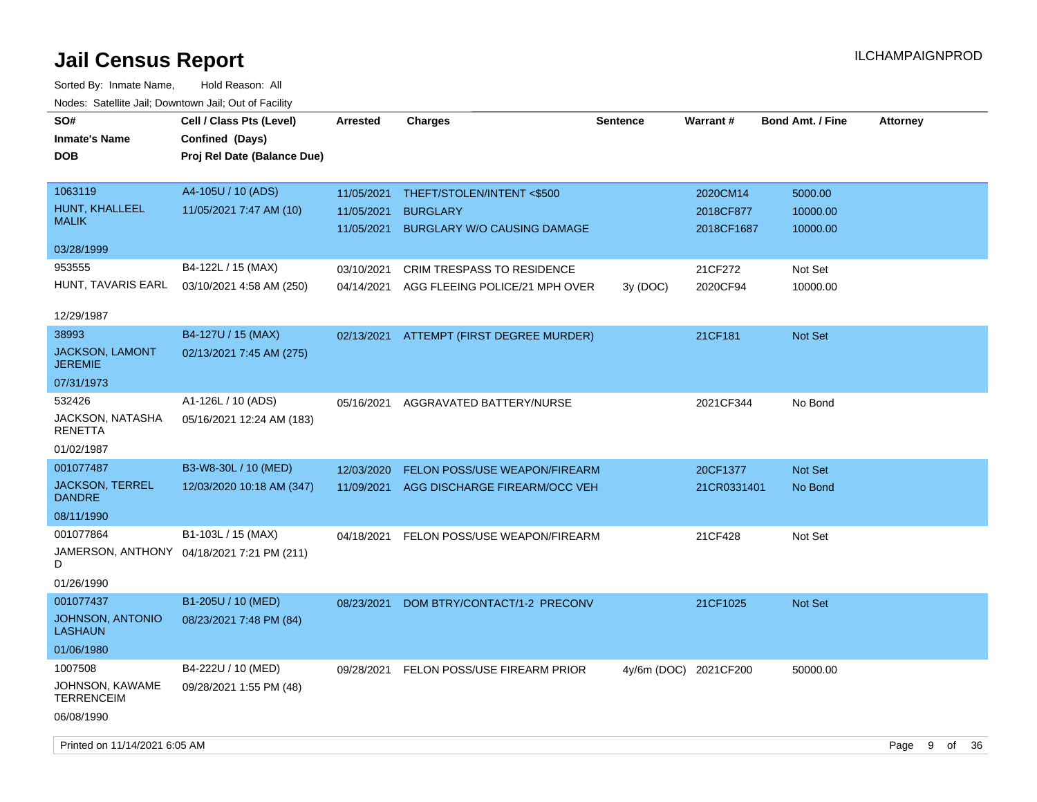# Jail Census Report

ILCHAMPAIGNPROD

Sorted By: Inmate Name, Hold Reason: All

Nodes: Satellite Jail; Downtown Jail; Out of Facility

| SO# / Inmate's Name / DOB | Cell / Class Pts (Level) / Confined (Days) / Proj Rel Date (Balance Due) | Arrested | Charges | Sentence | Warrant # | Bond Amt. / Fine | Attorney |
|---|---|---|---|---|---|---|---|
| 1063119<br>HUNT, KHALLEEL MALIK<br>03/28/1999 | A4-105U / 10 (ADS)<br>11/05/2021 7:47 AM (10) | 11/05/2021 | THEFT/STOLEN/INTENT <$500 | | 2020CM14 | 5000.00 | |
| | | 11/05/2021 | BURGLARY | | 2018CF877 | 10000.00 | |
| | | 11/05/2021 | BURGLARY W/O CAUSING DAMAGE | | 2018CF1687 | 10000.00 | |
| 953555<br>HUNT, TAVARIS EARL<br>12/29/1987 | B4-122L / 15 (MAX)<br>03/10/2021 4:58 AM (250) | 03/10/2021 | CRIM TRESPASS TO RESIDENCE | | 21CF272 | Not Set | |
| | | 04/14/2021 | AGG FLEEING POLICE/21 MPH OVER | 3y (DOC) | 2020CF94 | 10000.00 | |
| 38993<br>JACKSON, LAMONT JEREMIE<br>07/31/1973 | B4-127U / 15 (MAX)<br>02/13/2021 7:45 AM (275) | 02/13/2021 | ATTEMPT (FIRST DEGREE MURDER) | | 21CF181 | Not Set | |
| 532426<br>JACKSON, NATASHA RENETTA<br>01/02/1987 | A1-126L / 10 (ADS)<br>05/16/2021 12:24 AM (183) | 05/16/2021 | AGGRAVATED BATTERY/NURSE | | 2021CF344 | No Bond | |
| 001077487<br>JACKSON, TERREL DANDRE<br>08/11/1990 | B3-W8-30L / 10 (MED)<br>12/03/2020 10:18 AM (347) | 12/03/2020 | FELON POSS/USE WEAPON/FIREARM | | 20CF1377 | Not Set | |
| | | 11/09/2021 | AGG DISCHARGE FIREARM/OCC VEH | | 21CR0331401 | No Bond | |
| 001077864<br>JAMERSON, ANTHONY D<br>01/26/1990 | B1-103L / 15 (MAX)<br>04/18/2021 7:21 PM (211) | 04/18/2021 | FELON POSS/USE WEAPON/FIREARM | | 21CF428 | Not Set | |
| 001077437<br>JOHNSON, ANTONIO LASHAUN<br>01/06/1980 | B1-205U / 10 (MED)<br>08/23/2021 7:48 PM (84) | 08/23/2021 | DOM BTRY/CONTACT/1-2 PRECONV | | 21CF1025 | Not Set | |
| 1007508<br>JOHNSON, KAWAME TERRENCEIM<br>06/08/1990 | B4-222U / 10 (MED)<br>09/28/2021 1:55 PM (48) | 09/28/2021 | FELON POSS/USE FIREARM PRIOR | 4y/6m (DOC) | 2021CF200 | 50000.00 | |

Printed on 11/14/2021 6:05 AM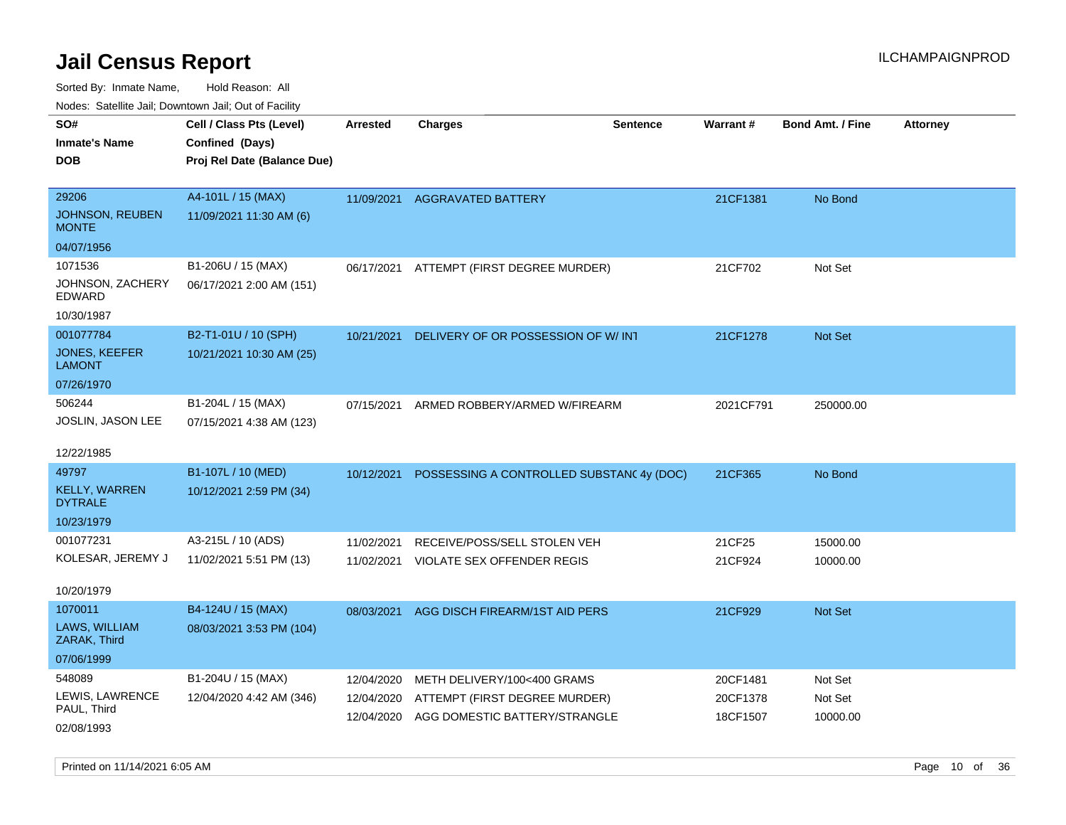# Jail Census Report

ILCHAMPAIGNPROD

Sorted By: Inmate Name, Hold Reason: All

Nodes: Satellite Jail; Downtown Jail; Out of Facility

| SO#<br>Inmate's Name<br>DOB | Cell / Class Pts (Level)<br>Confined (Days)<br>Proj Rel Date (Balance Due) | Arrested | Charges | Sentence | Warrant # | Bond Amt. / Fine | Attorney |
|---|---|---|---|---|---|---|---|
| 29206<br>JOHNSON, REUBEN MONTE<br>04/07/1956 | A4-101L / 15 (MAX)<br>11/09/2021 11:30 AM (6) | 11/09/2021 | AGGRAVATED BATTERY | | 21CF1381 | No Bond | |
| 1071536<br>JOHNSON, ZACHERY EDWARD<br>10/30/1987 | B1-206U / 15 (MAX)<br>06/17/2021 2:00 AM (151) | 06/17/2021 | ATTEMPT (FIRST DEGREE MURDER) | | 21CF702 | Not Set | |
| 001077784<br>JONES, KEEFER LAMONT<br>07/26/1970 | B2-T1-01U / 10 (SPH)<br>10/21/2021 10:30 AM (25) | 10/21/2021 | DELIVERY OF OR POSSESSION OF W/ INT | | 21CF1278 | Not Set | |
| 506244<br>JOSLIN, JASON LEE<br>12/22/1985 | B1-204L / 15 (MAX)<br>07/15/2021 4:38 AM (123) | 07/15/2021 | ARMED ROBBERY/ARMED W/FIREARM | | 2021CF791 | 250000.00 | |
| 49797<br>KELLY, WARREN DYTRALE<br>10/23/1979 | B1-107L / 10 (MED)<br>10/12/2021 2:59 PM (34) | 10/12/2021 | POSSESSING A CONTROLLED SUBSTANC | 4y (DOC) | 21CF365 | No Bond | |
| 001077231<br>KOLESAR, JEREMY J<br>10/20/1979 | A3-215L / 10 (ADS)<br>11/02/2021 5:51 PM (13) | 11/02/2021<br>11/02/2021 | RECEIVE/POSS/SELL STOLEN VEH<br>VIOLATE SEX OFFENDER REGIS | | 21CF25<br>21CF924 | 15000.00<br>10000.00 | |
| 1070011<br>LAWS, WILLIAM ZARAK, Third<br>07/06/1999 | B4-124U / 15 (MAX)<br>08/03/2021 3:53 PM (104) | 08/03/2021 | AGG DISCH FIREARM/1ST AID PERS | | 21CF929 | Not Set | |
| 548089<br>LEWIS, LAWRENCE PAUL, Third<br>02/08/1993 | B1-204U / 15 (MAX)<br>12/04/2020 4:42 AM (346) | 12/04/2020<br>12/04/2020<br>12/04/2020 | METH DELIVERY/100<400 GRAMS<br>ATTEMPT (FIRST DEGREE MURDER)<br>AGG DOMESTIC BATTERY/STRANGLE | | 20CF1481<br>20CF1378<br>18CF1507 | Not Set<br>Not Set<br>10000.00 | |

Printed on 11/14/2021 6:05 AM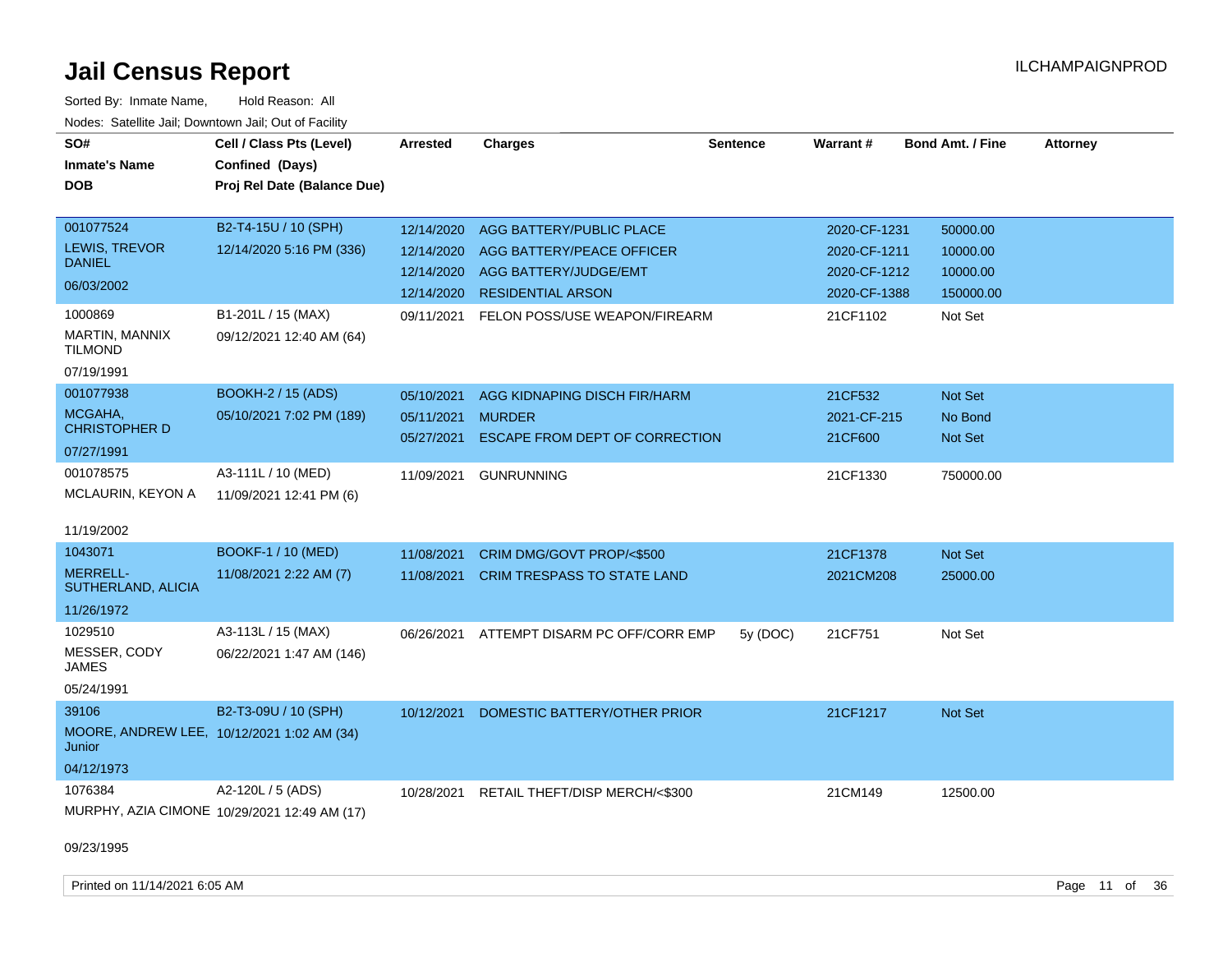# Jail Census Report

ILCHAMPAIGNPROD

Sorted By: Inmate Name, Hold Reason: All

Nodes: Satellite Jail; Downtown Jail; Out of Facility

| SO# / Inmate's Name / DOB | Cell / Class Pts (Level) / Confined (Days) / Proj Rel Date (Balance Due) | Arrested | Charges | Sentence | Warrant # | Bond Amt. / Fine | Attorney |
|---|---|---|---|---|---|---|---|
| 001077524<br>LEWIS, TREVOR DANIEL<br>06/03/2002 | B2-T4-15U / 10 (SPH)<br>12/14/2020 5:16 PM (336) | 12/14/2020 | AGG BATTERY/PUBLIC PLACE | | 2020-CF-1231 | 50000.00 | |
| | | 12/14/2020 | AGG BATTERY/PEACE OFFICER | | 2020-CF-1211 | 10000.00 | |
| | | 12/14/2020 | AGG BATTERY/JUDGE/EMT | | 2020-CF-1212 | 10000.00 | |
| | | 12/14/2020 | RESIDENTIAL ARSON | | 2020-CF-1388 | 150000.00 | |
| 1000869<br>MARTIN, MANNIX TILMOND<br>07/19/1991 | B1-201L / 15 (MAX)<br>09/12/2021 12:40 AM (64) | 09/11/2021 | FELON POSS/USE WEAPON/FIREARM | | 21CF1102 | Not Set | |
| 001077938<br>MCGAHA, CHRISTOPHER D<br>07/27/1991 | BOOKH-2 / 15 (ADS)<br>05/10/2021 7:02 PM (189) | 05/10/2021 | AGG KIDNAPING DISCH FIR/HARM | | 21CF532 | Not Set | |
| | | 05/11/2021 | MURDER | | 2021-CF-215 | No Bond | |
| | | 05/27/2021 | ESCAPE FROM DEPT OF CORRECTION | | 21CF600 | Not Set | |
| 001078575<br>MCLAURIN, KEYON A<br>11/19/2002 | A3-111L / 10 (MED)<br>11/09/2021 12:41 PM (6) | 11/09/2021 | GUNRUNNING | | 21CF1330 | 750000.00 | |
| 1043071<br>MERRELL-SUTHERLAND, ALICIA<br>11/26/1972 | BOOKF-1 / 10 (MED)<br>11/08/2021 2:22 AM (7) | 11/08/2021 | CRIM DMG/GOVT PROP/<$500 | | 21CF1378 | Not Set | |
| | | 11/08/2021 | CRIM TRESPASS TO STATE LAND | | 2021CM208 | 25000.00 | |
| 1029510<br>MESSER, CODY JAMES<br>05/24/1991 | A3-113L / 15 (MAX)<br>06/22/2021 1:47 AM (146) | 06/26/2021 | ATTEMPT DISARM PC OFF/CORR EMP | 5y (DOC) | 21CF751 | Not Set | |
| 39106<br>MOORE, ANDREW LEE, Junior<br>04/12/1973 | B2-T3-09U / 10 (SPH)<br>10/12/2021 1:02 AM (34) | 10/12/2021 | DOMESTIC BATTERY/OTHER PRIOR | | 21CF1217 | Not Set | |
| 1076384<br>MURPHY, AZIA CIMONE<br>09/23/1995 | A2-120L / 5 (ADS)<br>10/29/2021 12:49 AM (17) | 10/28/2021 | RETAIL THEFT/DISP MERCH/<$300 | | 21CM149 | 12500.00 | |

Printed on 11/14/2021 6:05 AM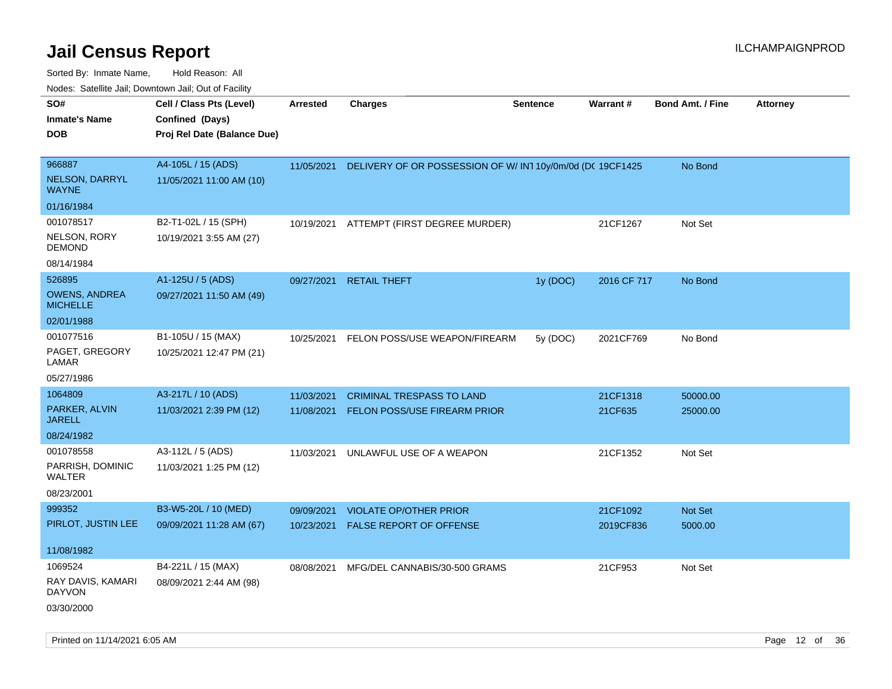# Jail Census Report

ILCHAMPAIGNPROD

Sorted By: Inmate Name, Hold Reason: All

Nodes: Satellite Jail; Downtown Jail; Out of Facility

| SO# / Inmate's Name / DOB | Cell / Class Pts (Level) / Confined (Days) / Proj Rel Date (Balance Due) | Arrested | Charges | Sentence | Warrant # | Bond Amt. / Fine | Attorney |
|---|---|---|---|---|---|---|---|
| 966887<br>NELSON, DARRYL WAYNE<br>01/16/1984 | A4-105L / 15 (ADS)<br>11/05/2021 11:00 AM (10) | 11/05/2021 | DELIVERY OF OR POSSESSION OF W/ INT | 10y/0m/0d (DC | 19CF1425 | No Bond | |
| 001078517<br>NELSON, RORY DEMOND<br>08/14/1984 | B2-T1-02L / 15 (SPH)<br>10/19/2021 3:55 AM (27) | 10/19/2021 | ATTEMPT (FIRST DEGREE MURDER) | | 21CF1267 | Not Set | |
| 526895<br>OWENS, ANDREA MICHELLE<br>02/01/1988 | A1-125U / 5 (ADS)<br>09/27/2021 11:50 AM (49) | 09/27/2021 | RETAIL THEFT | 1y (DOC) | 2016 CF 717 | No Bond | |
| 001077516<br>PAGET, GREGORY LAMAR<br>05/27/1986 | B1-105U / 15 (MAX)<br>10/25/2021 12:47 PM (21) | 10/25/2021 | FELON POSS/USE WEAPON/FIREARM | 5y (DOC) | 2021CF769 | No Bond | |
| 1064809<br>PARKER, ALVIN JARELL<br>08/24/1982 | A3-217L / 10 (ADS)<br>11/03/2021 2:39 PM (12) | 11/03/2021<br>11/08/2021 | CRIMINAL TRESPASS TO LAND<br>FELON POSS/USE FIREARM PRIOR | | 21CF1318<br>21CF635 | 50000.00<br>25000.00 | |
| 001078558<br>PARRISH, DOMINIC WALTER<br>08/23/2001 | A3-112L / 5 (ADS)<br>11/03/2021 1:25 PM (12) | 11/03/2021 | UNLAWFUL USE OF A WEAPON | | 21CF1352 | Not Set | |
| 999352<br>PIRLOT, JUSTIN LEE<br>11/08/1982 | B3-W5-20L / 10 (MED)<br>09/09/2021 11:28 AM (67) | 09/09/2021<br>10/23/2021 | VIOLATE OP/OTHER PRIOR<br>FALSE REPORT OF OFFENSE | | 21CF1092<br>2019CF836 | Not Set<br>5000.00 | |
| 1069524<br>RAY DAVIS, KAMARI DAYVON<br>03/30/2000 | B4-221L / 15 (MAX)<br>08/09/2021 2:44 AM (98) | 08/08/2021 | MFG/DEL CANNABIS/30-500 GRAMS | | 21CF953 | Not Set | |

Printed on 11/14/2021 6:05 AM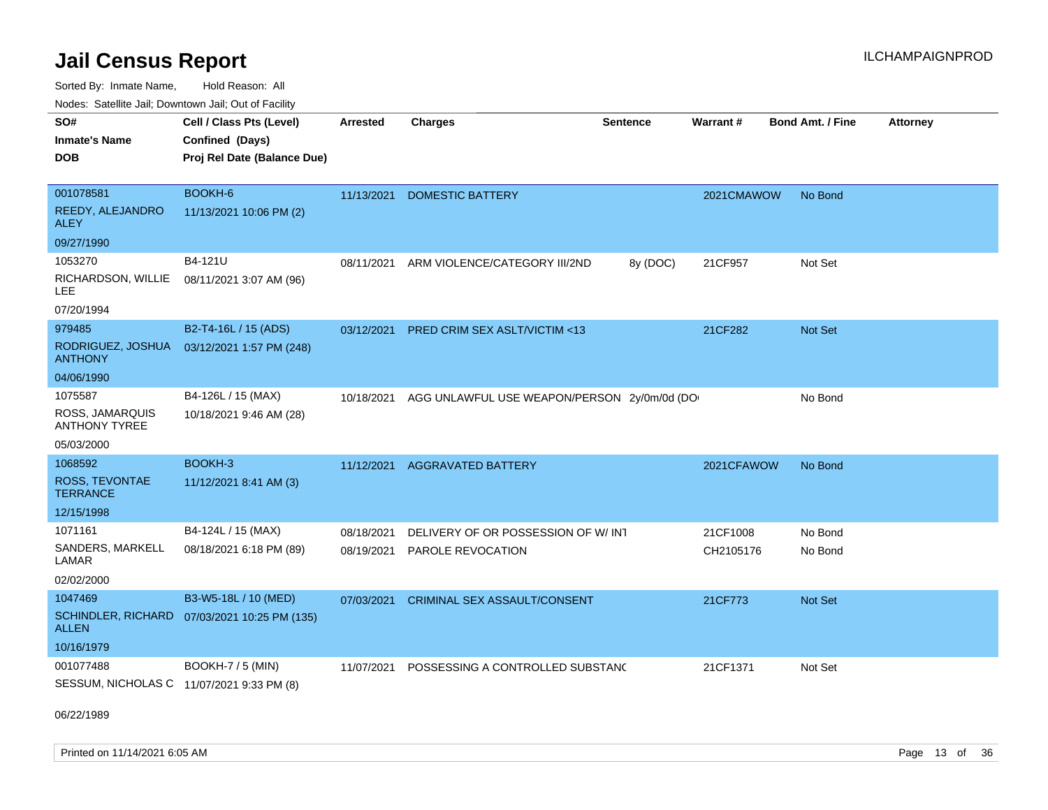# Jail Census Report

Sorted By: Inmate Name, Hold Reason: All

Nodes: Satellite Jail; Downtown Jail; Out of Facility

ILCHAMPAIGNPROD

| SO# / Inmate's Name / DOB | Cell / Class Pts (Level) / Confined (Days) / Proj Rel Date (Balance Due) | Arrested | Charges | Sentence | Warrant # | Bond Amt. / Fine | Attorney |
|---|---|---|---|---|---|---|---|
| 001078581<br>REEDY, ALEJANDRO ALEY<br>09/27/1990 | BOOKH-6<br>11/13/2021 10:06 PM (2) | 11/13/2021 | DOMESTIC BATTERY | | 2021CMAWOW | No Bond | |
| 1053270<br>RICHARDSON, WILLIE LEE<br>07/20/1994 | B4-121U<br>08/11/2021 3:07 AM (96) | 08/11/2021 | ARM VIOLENCE/CATEGORY III/2ND | 8y (DOC) | 21CF957 | Not Set | |
| 979485<br>RODRIGUEZ, JOSHUA ANTHONY<br>04/06/1990 | B2-T4-16L / 15 (ADS)<br>03/12/2021 1:57 PM (248) | 03/12/2021 | PRED CRIM SEX ASLT/VICTIM <13 | | 21CF282 | Not Set | |
| 1075587<br>ROSS, JAMARQUIS ANTHONY TYREE<br>05/03/2000 | B4-126L / 15 (MAX)<br>10/18/2021 9:46 AM (28) | 10/18/2021 | AGG UNLAWFUL USE WEAPON/PERSON | 2y/0m/0d (DO | | No Bond | |
| 1068592<br>ROSS, TEVONTAE TERRANCE<br>12/15/1998 | BOOKH-3<br>11/12/2021 8:41 AM (3) | 11/12/2021 | AGGRAVATED BATTERY | | 2021CFAWOW | No Bond | |
| 1071161<br>SANDERS, MARKELL LAMAR<br>02/02/2000 | B4-124L / 15 (MAX)<br>08/18/2021 6:18 PM (89) | 08/18/2021<br>08/19/2021 | DELIVERY OF OR POSSESSION OF W/ INT<br>PAROLE REVOCATION | | 21CF1008<br>CH2105176 | No Bond<br>No Bond | |
| 1047469<br>SCHINDLER, RICHARD ALLEN<br>10/16/1979 | B3-W5-18L / 10 (MED)<br>07/03/2021 10:25 PM (135) | 07/03/2021 | CRIMINAL SEX ASSAULT/CONSENT | | 21CF773 | Not Set | |
| 001077488<br>SESSUM, NICHOLAS C<br>06/22/1989 | BOOKH-7 / 5 (MIN)<br>11/07/2021 9:33 PM (8) | 11/07/2021 | POSSESSING A CONTROLLED SUBSTANC | | 21CF1371 | Not Set | |

Printed on 11/14/2021 6:05 AM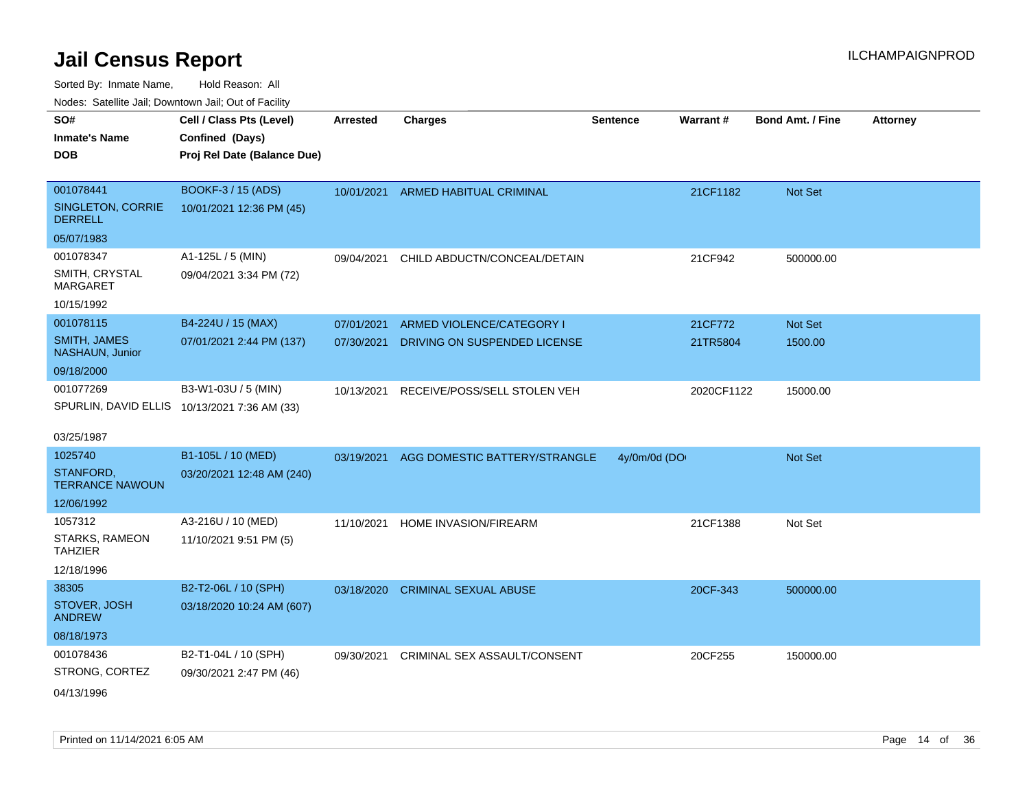# Jail Census Report

ILCHAMPAIGNPROD

Sorted By: Inmate Name, Hold Reason: All

Nodes: Satellite Jail; Downtown Jail; Out of Facility

| SO# / Inmate's Name / DOB | Cell / Class Pts (Level) / Confined (Days) / Proj Rel Date (Balance Due) | Arrested | Charges | Sentence | Warrant # | Bond Amt. / Fine | Attorney |
|---|---|---|---|---|---|---|---|
| 001078441<br>SINGLETON, CORRIE DERRELL<br>05/07/1983 | BOOKF-3 / 15 (ADS)<br>10/01/2021 12:36 PM (45) | 10/01/2021 | ARMED HABITUAL CRIMINAL | | 21CF1182 | Not Set | |
| 001078347<br>SMITH, CRYSTAL MARGARET<br>10/15/1992 | A1-125L / 5 (MIN)<br>09/04/2021 3:34 PM (72) | 09/04/2021 | CHILD ABDUCTN/CONCEAL/DETAIN | | 21CF942 | 500000.00 | |
| 001078115<br>SMITH, JAMES NASHAUN, Junior<br>09/18/2000 | B4-224U / 15 (MAX)<br>07/01/2021 2:44 PM (137) | 07/01/2021 | ARMED VIOLENCE/CATEGORY I | | 21CF772 | Not Set | |
| | | 07/30/2021 | DRIVING ON SUSPENDED LICENSE | | 21TR5804 | 1500.00 | |
| 001077269<br>SPURLIN, DAVID ELLIS<br>03/25/1987 | B3-W1-03U / 5 (MIN)<br>10/13/2021 7:36 AM (33) | 10/13/2021 | RECEIVE/POSS/SELL STOLEN VEH | | 2020CF1122 | 15000.00 | |
| 1025740<br>STANFORD, TERRANCE NAWOUN<br>12/06/1992 | B1-105L / 10 (MED)<br>03/20/2021 12:48 AM (240) | 03/19/2021 | AGG DOMESTIC BATTERY/STRANGLE | 4y/0m/0d (DO | | Not Set | |
| 1057312<br>STARKS, RAMEON TAHZIER<br>12/18/1996 | A3-216U / 10 (MED)<br>11/10/2021 9:51 PM (5) | 11/10/2021 | HOME INVASION/FIREARM | | 21CF1388 | Not Set | |
| 38305<br>STOVER, JOSH ANDREW<br>08/18/1973 | B2-T2-06L / 10 (SPH)<br>03/18/2020 10:24 AM (607) | 03/18/2020 | CRIMINAL SEXUAL ABUSE | | 20CF-343 | 500000.00 | |
| 001078436<br>STRONG, CORTEZ<br>04/13/1996 | B2-T1-04L / 10 (SPH)<br>09/30/2021 2:47 PM (46) | 09/30/2021 | CRIMINAL SEX ASSAULT/CONSENT | | 20CF255 | 150000.00 | |

Printed on 11/14/2021 6:05 AM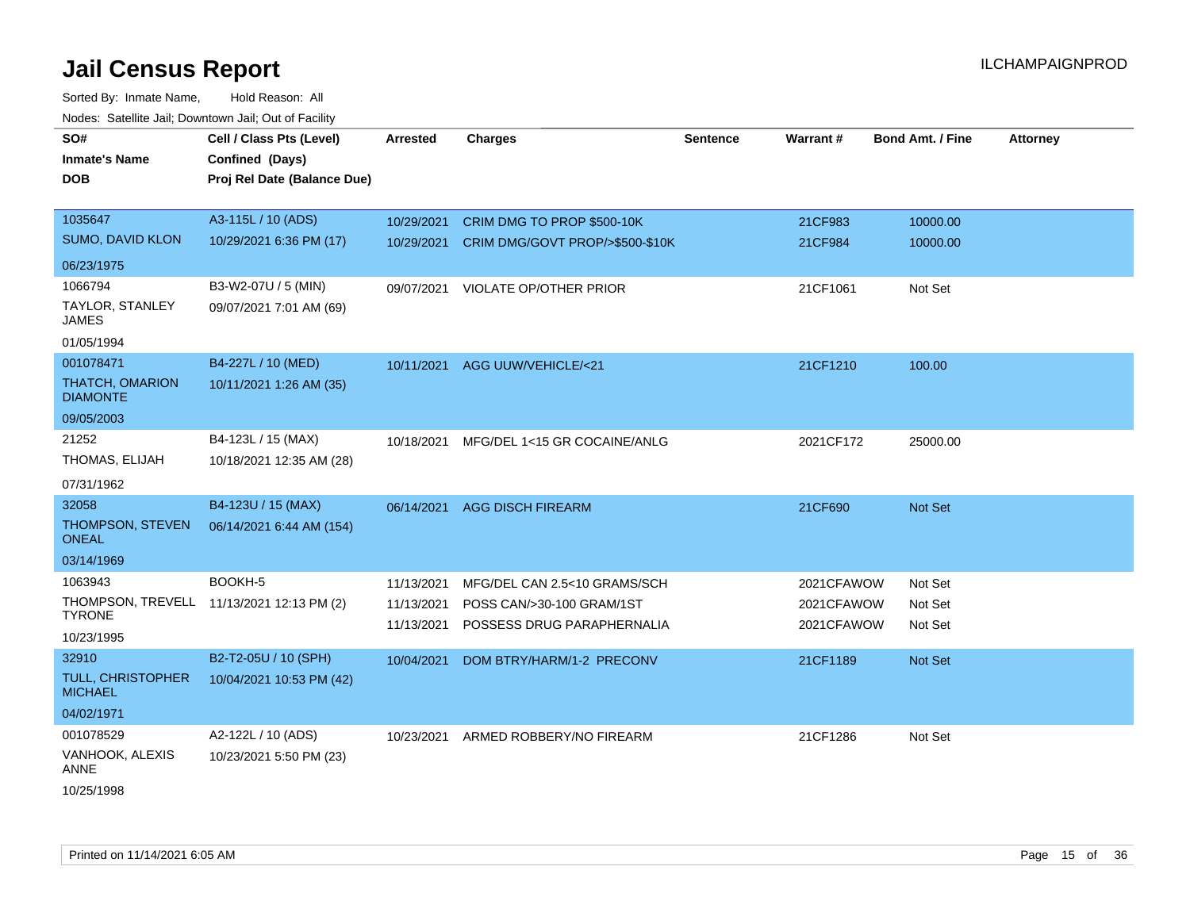# Jail Census Report

ILCHAMPAIGNPROD

Sorted By: Inmate Name, Hold Reason: All

Nodes: Satellite Jail; Downtown Jail; Out of Facility

| SO# / Inmate's Name / DOB | Cell / Class Pts (Level) / Confined (Days) / Proj Rel Date (Balance Due) | Arrested | Charges | Sentence | Warrant # | Bond Amt. / Fine | Attorney |
|---|---|---|---|---|---|---|---|
| 1035647<br>SUMO, DAVID KLON<br>06/23/1975 | A3-115L / 10 (ADS)<br>10/29/2021 6:36 PM (17) | 10/29/2021<br>10/29/2021 | CRIM DMG TO PROP $500-10K<br>CRIM DMG/GOVT PROP/>$500-$10K | | 21CF983<br>21CF984 | 10000.00<br>10000.00 | |
| 1066794<br>TAYLOR, STANLEY JAMES<br>01/05/1994 | B3-W2-07U / 5 (MIN)<br>09/07/2021 7:01 AM (69) | 09/07/2021 | VIOLATE OP/OTHER PRIOR | | 21CF1061 | Not Set | |
| 001078471<br>THATCH, OMARION DIAMONTE<br>09/05/2003 | B4-227L / 10 (MED)<br>10/11/2021 1:26 AM (35) | 10/11/2021 | AGG UUW/VEHICLE/<21 | | 21CF1210 | 100.00 | |
| 21252<br>THOMAS, ELIJAH<br>07/31/1962 | B4-123L / 15 (MAX)<br>10/18/2021 12:35 AM (28) | 10/18/2021 | MFG/DEL 1<15 GR COCAINE/ANLG | | 2021CF172 | 25000.00 | |
| 32058<br>THOMPSON, STEVEN ONEAL<br>03/14/1969 | B4-123U / 15 (MAX)<br>06/14/2021 6:44 AM (154) | 06/14/2021 | AGG DISCH FIREARM | | 21CF690 | Not Set | |
| 1063943<br>THOMPSON, TREVELL TYRONE<br>10/23/1995 | BOOKH-5<br>11/13/2021 12:13 PM (2) | 11/13/2021<br>11/13/2021<br>11/13/2021 | MFG/DEL CAN 2.5<10 GRAMS/SCH<br>POSS CAN/>30-100 GRAM/1ST<br>POSSESS DRUG PARAPHERNALIA | | 2021CFAWOW<br>2021CFAWOW<br>2021CFAWOW | Not Set<br>Not Set<br>Not Set | |
| 32910<br>TULL, CHRISTOPHER MICHAEL<br>04/02/1971 | B2-T2-05U / 10 (SPH)<br>10/04/2021 10:53 PM (42) | 10/04/2021 | DOM BTRY/HARM/1-2 PRECONV | | 21CF1189 | Not Set | |
| 001078529<br>VANHOOK, ALEXIS ANNE<br>10/25/1998 | A2-122L / 10 (ADS)<br>10/23/2021 5:50 PM (23) | 10/23/2021 | ARMED ROBBERY/NO FIREARM | | 21CF1286 | Not Set | |

Printed on 11/14/2021 6:05 AM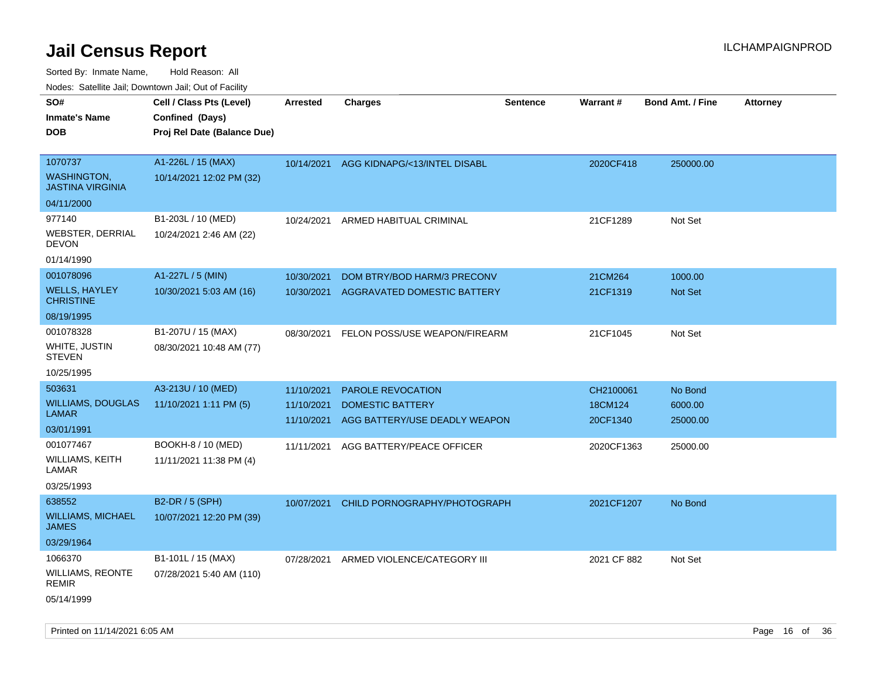# Jail Census Report

ILCHAMPAIGNPROD

Sorted By: Inmate Name, Hold Reason: All

Nodes: Satellite Jail; Downtown Jail; Out of Facility

| SO# / Inmate's Name / DOB | Cell / Class Pts (Level) / Confined (Days) / Proj Rel Date (Balance Due) | Arrested | Charges | Sentence | Warrant # | Bond Amt. / Fine | Attorney |
|---|---|---|---|---|---|---|---|
| 1070737<br>WASHINGTON, JASTINA VIRGINIA<br>04/11/2000 | A1-226L / 15 (MAX)<br>10/14/2021 12:02 PM (32) | 10/14/2021 | AGG KIDNAPG/<13/INTEL DISABL | | 2020CF418 | 250000.00 | |
| 977140<br>WEBSTER, DERRIAL DEVON<br>01/14/1990 | B1-203L / 10 (MED)<br>10/24/2021 2:46 AM (22) | 10/24/2021 | ARMED HABITUAL CRIMINAL | | 21CF1289 | Not Set | |
| 001078096<br>WELLS, HAYLEY CHRISTINE<br>08/19/1995 | A1-227L / 5 (MIN)<br>10/30/2021 5:03 AM (16) | 10/30/2021<br>10/30/2021 | DOM BTRY/BOD HARM/3 PRECONV<br>AGGRAVATED DOMESTIC BATTERY | | 21CM264<br>21CF1319 | 1000.00<br>Not Set | |
| 001078328<br>WHITE, JUSTIN STEVEN<br>10/25/1995 | B1-207U / 15 (MAX)<br>08/30/2021 10:48 AM (77) | 08/30/2021 | FELON POSS/USE WEAPON/FIREARM | | 21CF1045 | Not Set | |
| 503631<br>WILLIAMS, DOUGLAS LAMAR<br>03/01/1991 | A3-213U / 10 (MED)<br>11/10/2021 1:11 PM (5) | 11/10/2021<br>11/10/2021<br>11/10/2021 | PAROLE REVOCATION<br>DOMESTIC BATTERY<br>AGG BATTERY/USE DEADLY WEAPON | | CH2100061<br>18CM124<br>20CF1340 | No Bond<br>6000.00<br>25000.00 | |
| 001077467<br>WILLIAMS, KEITH LAMAR<br>03/25/1993 | BOOKH-8 / 10 (MED)<br>11/11/2021 11:38 PM (4) | 11/11/2021 | AGG BATTERY/PEACE OFFICER | | 2020CF1363 | 25000.00 | |
| 638552<br>WILLIAMS, MICHAEL JAMES<br>03/29/1964 | B2-DR / 5 (SPH)<br>10/07/2021 12:20 PM (39) | 10/07/2021 | CHILD PORNOGRAPHY/PHOTOGRAPH | | 2021CF1207 | No Bond | |
| 1066370<br>WILLIAMS, REONTE REMIR<br>05/14/1999 | B1-101L / 15 (MAX)<br>07/28/2021 5:40 AM (110) | 07/28/2021 | ARMED VIOLENCE/CATEGORY III | | 2021 CF 882 | Not Set | |

Printed on 11/14/2021 6:05 AM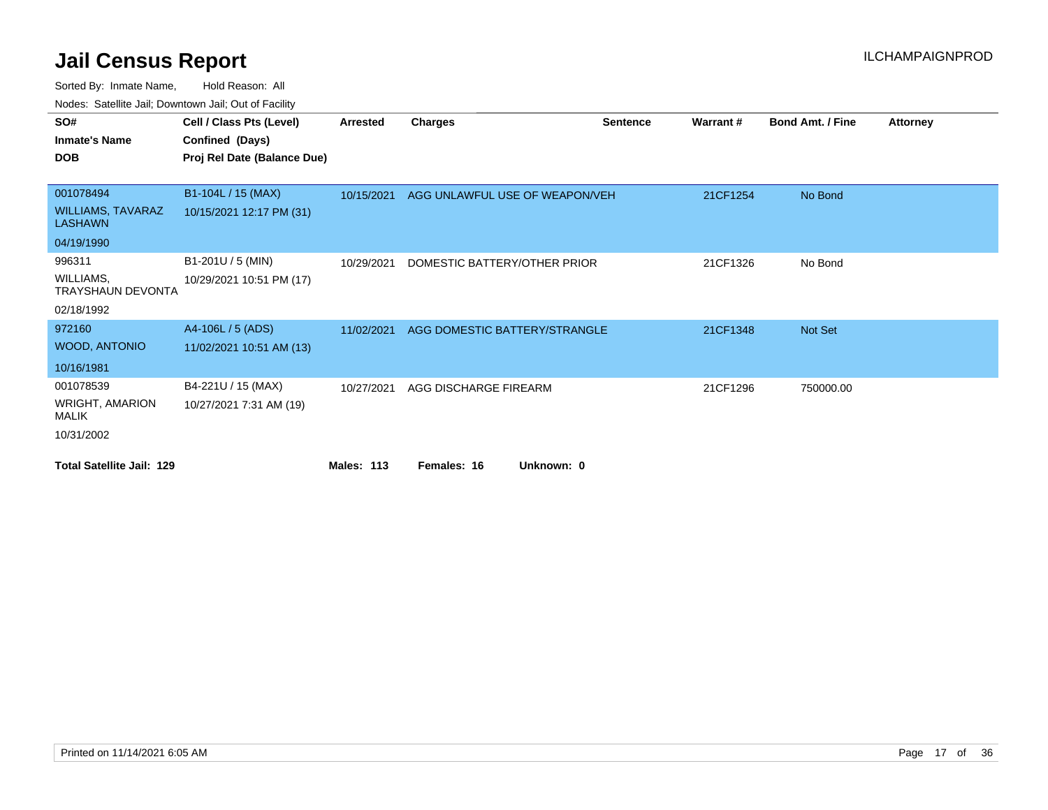# Jail Census Report

ILCHAMPAIGNPROD

Sorted By: Inmate Name, Hold Reason: All

Nodes: Satellite Jail; Downtown Jail; Out of Facility

| SO# / Inmate's Name / DOB | Cell / Class Pts (Level) / Confined (Days) / Proj Rel Date (Balance Due) | Arrested | Charges | Sentence | Warrant # | Bond Amt. / Fine | Attorney |
|---|---|---|---|---|---|---|---|
| 001078494<br>WILLIAMS, TAVARAZ LASHAWN<br>04/19/1990 | B1-104L / 15 (MAX)<br>10/15/2021 12:17 PM (31) | 10/15/2021 | AGG UNLAWFUL USE OF WEAPON/VEH | | 21CF1254 | No Bond | |
| 996311<br>WILLIAMS, TRAYSHAUN DEVONTA<br>02/18/1992 | B1-201U / 5 (MIN)<br>10/29/2021 10:51 PM (17) | 10/29/2021 | DOMESTIC BATTERY/OTHER PRIOR | | 21CF1326 | No Bond | |
| 972160<br>WOOD, ANTONIO<br>10/16/1981 | A4-106L / 5 (ADS)<br>11/02/2021 10:51 AM (13) | 11/02/2021 | AGG DOMESTIC BATTERY/STRANGLE | | 21CF1348 | Not Set | |
| 001078539<br>WRIGHT, AMARION MALIK<br>10/31/2002 | B4-221U / 15 (MAX)<br>10/27/2021 7:31 AM (19) | 10/27/2021 | AGG DISCHARGE FIREARM | | 21CF1296 | 750000.00 | |

**Total Satellite Jail: 129** **Males: 113** **Females: 16** **Unknown: 0**

Printed on 11/14/2021 6:05 AM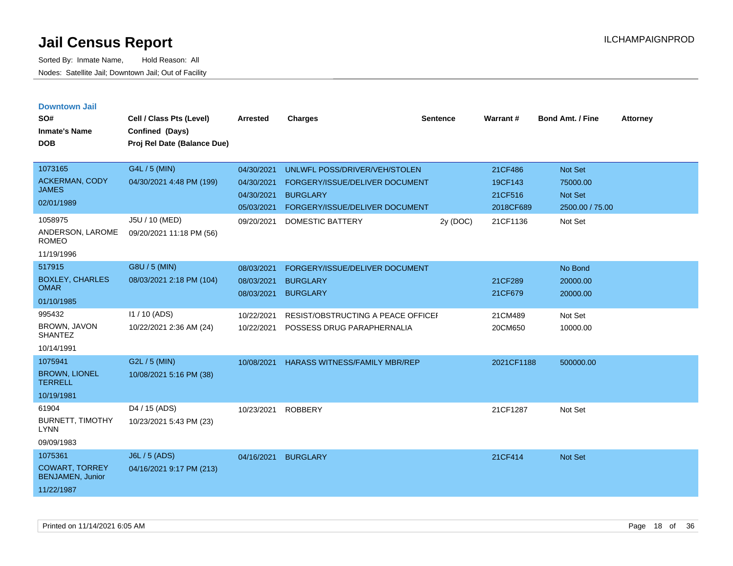# Jail Census Report

Sorted By: Inmate Name, Hold Reason: All

Nodes: Satellite Jail; Downtown Jail; Out of Facility

ILCHAMPAIGNPROD

## Downtown Jail

| SO# / Inmate's Name / DOB | Cell / Class Pts (Level) / Confined (Days) / Proj Rel Date (Balance Due) | Arrested | Charges | Sentence | Warrant # | Bond Amt. / Fine | Attorney |
|---|---|---|---|---|---|---|---|
| 1073165<br>ACKERMAN, CODY JAMES<br>02/01/1989 | G4L / 5 (MIN)<br>04/30/2021 4:48 PM (199) | 04/30/2021 | UNLWFL POSS/DRIVER/VEH/STOLEN | | 21CF486 | Not Set | |
| | | 04/30/2021 | FORGERY/ISSUE/DELIVER DOCUMENT | | 19CF143 | 75000.00 | |
| | | 04/30/2021 | BURGLARY | | 21CF516 | Not Set | |
| | | 05/03/2021 | FORGERY/ISSUE/DELIVER DOCUMENT | | 2018CF689 | 2500.00 / 75.00 | |
| 1058975<br>ANDERSON, LAROME ROMEO<br>11/19/1996 | J5U / 10 (MED)<br>09/20/2021 11:18 PM (56) | 09/20/2021 | DOMESTIC BATTERY | 2y (DOC) | 21CF1136 | Not Set | |
| 517915<br>BOXLEY, CHARLES OMAR<br>01/10/1985 | G8U / 5 (MIN)<br>08/03/2021 2:18 PM (104) | 08/03/2021 | FORGERY/ISSUE/DELIVER DOCUMENT | | | No Bond | |
| | | 08/03/2021 | BURGLARY | | 21CF289 | 20000.00 | |
| | | 08/03/2021 | BURGLARY | | 21CF679 | 20000.00 | |
| 995432<br>BROWN, JAVON SHANTEZ<br>10/14/1991 | I1 / 10 (ADS)<br>10/22/2021 2:36 AM (24) | 10/22/2021 | RESIST/OBSTRUCTING A PEACE OFFICEI | | 21CM489 | Not Set | |
| | | 10/22/2021 | POSSESS DRUG PARAPHERNALIA | | 20CM650 | 10000.00 | |
| 1075941<br>BROWN, LIONEL TERRELL<br>10/19/1981 | G2L / 5 (MIN)<br>10/08/2021 5:16 PM (38) | 10/08/2021 | HARASS WITNESS/FAMILY MBR/REP | | 2021CF1188 | 500000.00 | |
| 61904<br>BURNETT, TIMOTHY LYNN<br>09/09/1983 | D4 / 15 (ADS)<br>10/23/2021 5:43 PM (23) | 10/23/2021 | ROBBERY | | 21CF1287 | Not Set | |
| 1075361<br>COWART, TORREY BENJAMEN, Junior<br>11/22/1987 | J6L / 5 (ADS)<br>04/16/2021 9:17 PM (213) | 04/16/2021 | BURGLARY | | 21CF414 | Not Set | |

Printed on 11/14/2021 6:05 AM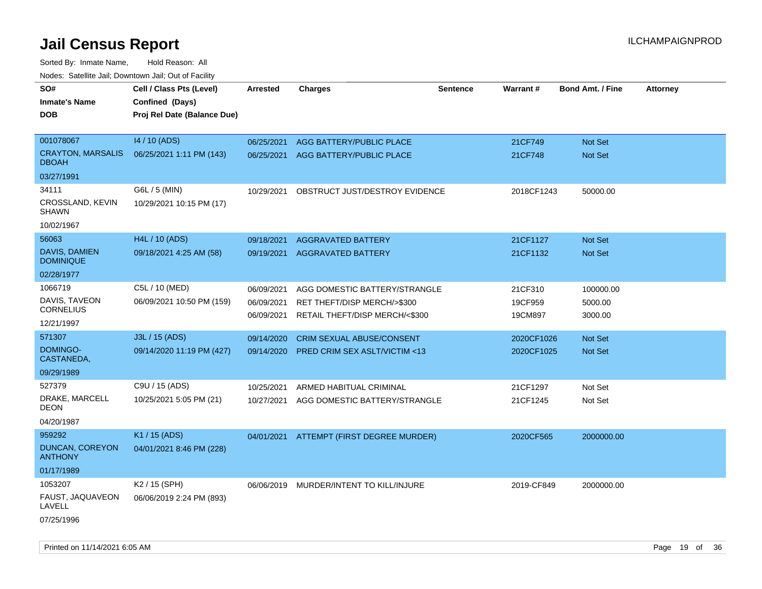# Jail Census Report

Sorted By: Inmate Name, Hold Reason: All

Nodes: Satellite Jail; Downtown Jail; Out of Facility

ILCHAMPAIGNPROD

| SO# / Inmate's Name / DOB | Cell / Class Pts (Level) / Confined (Days) / Proj Rel Date (Balance Due) | Arrested | Charges | Sentence | Warrant # | Bond Amt. / Fine | Attorney |
|---|---|---|---|---|---|---|---|
| 001078067<br>CRAYTON, MARSALIS DBOAH<br>03/27/1991 | I4 / 10 (ADS)<br>06/25/2021 1:11 PM (143) | 06/25/2021<br>06/25/2021 | AGG BATTERY/PUBLIC PLACE<br>AGG BATTERY/PUBLIC PLACE | | 21CF749<br>21CF748 | Not Set<br>Not Set | |
| 34111<br>CROSSLAND, KEVIN SHAWN<br>10/02/1967 | G6L / 5 (MIN)<br>10/29/2021 10:15 PM (17) | 10/29/2021 | OBSTRUCT JUST/DESTROY EVIDENCE | | 2018CF1243 | 50000.00 | |
| 56063<br>DAVIS, DAMIEN DOMINIQUE<br>02/28/1977 | H4L / 10 (ADS)<br>09/18/2021 4:25 AM (58) | 09/18/2021<br>09/19/2021 | AGGRAVATED BATTERY<br>AGGRAVATED BATTERY | | 21CF1127<br>21CF1132 | Not Set<br>Not Set | |
| 1066719<br>DAVIS, TAVEON CORNELIUS<br>12/21/1997 | C5L / 10 (MED)<br>06/09/2021 10:50 PM (159) | 06/09/2021<br>06/09/2021<br>06/09/2021 | AGG DOMESTIC BATTERY/STRANGLE<br>RET THEFT/DISP MERCH/>$300<br>RETAIL THEFT/DISP MERCH/<$300 | | 21CF310<br>19CF959<br>19CM897 | 100000.00<br>5000.00<br>3000.00 | |
| 571307<br>DOMINGO-CASTANEDA,<br>09/29/1989 | J3L / 15 (ADS)<br>09/14/2020 11:19 PM (427) | 09/14/2020<br>09/14/2020 | CRIM SEXUAL ABUSE/CONSENT<br>PRED CRIM SEX ASLT/VICTIM <13 | | 2020CF1026<br>2020CF1025 | Not Set<br>Not Set | |
| 527379<br>DRAKE, MARCELL DEON<br>04/20/1987 | C9U / 15 (ADS)<br>10/25/2021 5:05 PM (21) | 10/25/2021<br>10/27/2021 | ARMED HABITUAL CRIMINAL<br>AGG DOMESTIC BATTERY/STRANGLE | | 21CF1297<br>21CF1245 | Not Set<br>Not Set | |
| 959292<br>DUNCAN, COREYON ANTHONY<br>01/17/1989 | K1 / 15 (ADS)<br>04/01/2021 8:46 PM (228) | 04/01/2021 | ATTEMPT (FIRST DEGREE MURDER) | | 2020CF565 | 2000000.00 | |
| 1053207<br>FAUST, JAQUAVEON LAVELL<br>07/25/1996 | K2 / 15 (SPH)<br>06/06/2019 2:24 PM (893) | 06/06/2019 | MURDER/INTENT TO KILL/INJURE | | 2019-CF849 | 2000000.00 | |

Printed on 11/14/2021 6:05 AM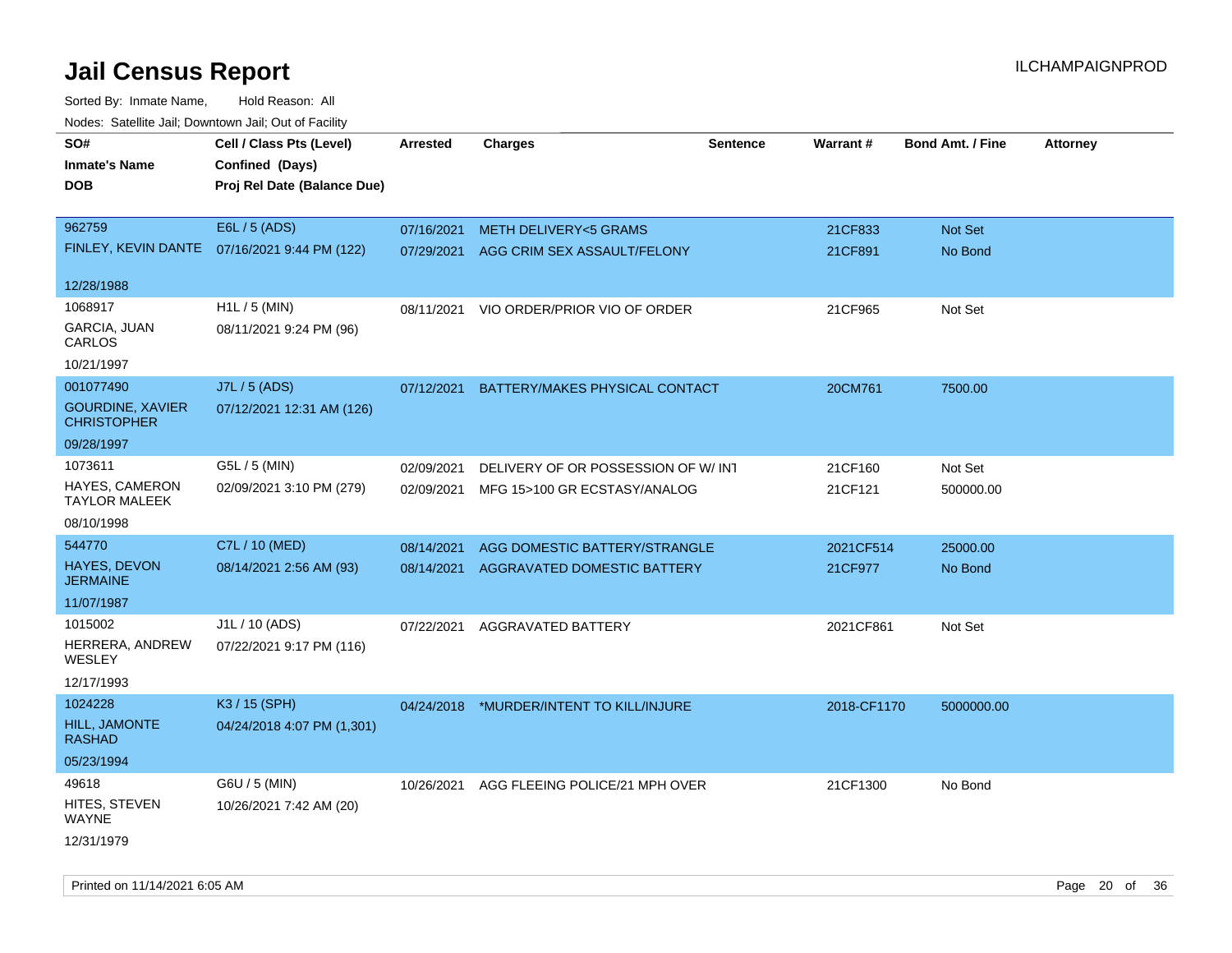# Jail Census Report

ILCHAMPAIGNPROD

Sorted By: Inmate Name, Hold Reason: All

Nodes: Satellite Jail; Downtown Jail; Out of Facility

| SO# / Inmate's Name / DOB | Cell / Class Pts (Level) / Confined (Days) / Proj Rel Date (Balance Due) | Arrested | Charges | Sentence | Warrant # | Bond Amt. / Fine | Attorney |
|---|---|---|---|---|---|---|---|
| 962759<br>FINLEY, KEVIN DANTE<br>12/28/1988 | E6L / 5 (ADS)<br>07/16/2021 9:44 PM (122) | 07/16/2021<br>07/29/2021 | METH DELIVERY<5 GRAMS<br>AGG CRIM SEX ASSAULT/FELONY | | 21CF833<br>21CF891 | Not Set<br>No Bond | |
| 1068917<br>GARCIA, JUAN CARLOS<br>10/21/1997 | H1L / 5 (MIN)<br>08/11/2021 9:24 PM (96) | 08/11/2021 | VIO ORDER/PRIOR VIO OF ORDER | | 21CF965 | Not Set | |
| 001077490<br>GOURDINE, XAVIER CHRISTOPHER<br>09/28/1997 | J7L / 5 (ADS)<br>07/12/2021 12:31 AM (126) | 07/12/2021 | BATTERY/MAKES PHYSICAL CONTACT | | 20CM761 | 7500.00 | |
| 1073611<br>HAYES, CAMERON TAYLOR MALEEK<br>08/10/1998 | G5L / 5 (MIN)<br>02/09/2021 3:10 PM (279) | 02/09/2021<br>02/09/2021 | DELIVERY OF OR POSSESSION OF W/ INT<br>MFG 15>100 GR ECSTASY/ANALOG | | 21CF160<br>21CF121 | Not Set<br>500000.00 | |
| 544770<br>HAYES, DEVON JERMAINE<br>11/07/1987 | C7L / 10 (MED)<br>08/14/2021 2:56 AM (93) | 08/14/2021<br>08/14/2021 | AGG DOMESTIC BATTERY/STRANGLE<br>AGGRAVATED DOMESTIC BATTERY | | 2021CF514<br>21CF977 | 25000.00<br>No Bond | |
| 1015002<br>HERRERA, ANDREW WESLEY<br>12/17/1993 | J1L / 10 (ADS)<br>07/22/2021 9:17 PM (116) | 07/22/2021 | AGGRAVATED BATTERY | | 2021CF861 | Not Set | |
| 1024228<br>HILL, JAMONTE RASHAD<br>05/23/1994 | K3 / 15 (SPH)<br>04/24/2018 4:07 PM (1,301) | 04/24/2018 | *MURDER/INTENT TO KILL/INJURE | | 2018-CF1170 | 5000000.00 | |
| 49618<br>HITES, STEVEN WAYNE<br>12/31/1979 | G6U / 5 (MIN)<br>10/26/2021 7:42 AM (20) | 10/26/2021 | AGG FLEEING POLICE/21 MPH OVER | | 21CF1300 | No Bond | |

Printed on 11/14/2021 6:05 AM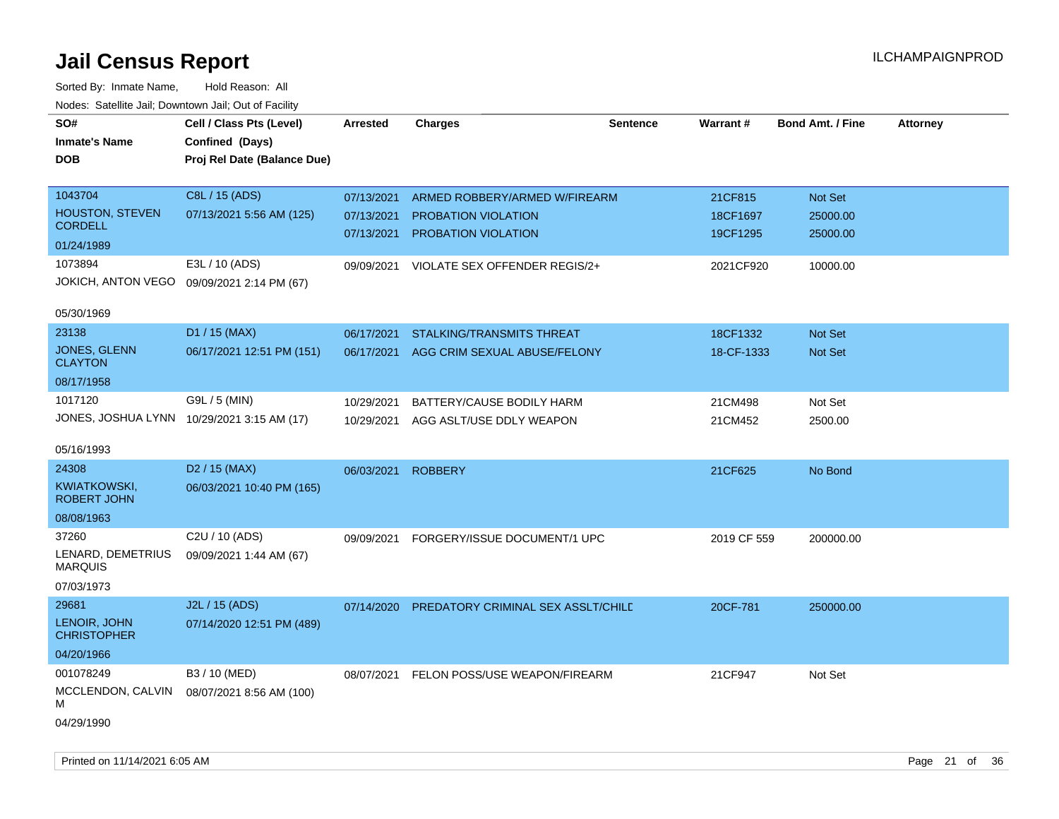# Jail Census Report

ILCHAMPAIGNPROD

Sorted By: Inmate Name, Hold Reason: All

Nodes: Satellite Jail; Downtown Jail; Out of Facility

| SO# / Inmate's Name / DOB | Cell / Class Pts (Level) / Confined (Days) / Proj Rel Date (Balance Due) | Arrested | Charges | Sentence | Warrant # | Bond Amt. / Fine | Attorney |
|---|---|---|---|---|---|---|---|
| 1043704<br>HOUSTON, STEVEN CORDELL<br>01/24/1989 | C8L / 15 (ADS)<br>07/13/2021 5:56 AM (125) | 07/13/2021<br>07/13/2021<br>07/13/2021 | ARMED ROBBERY/ARMED W/FIREARM<br>PROBATION VIOLATION<br>PROBATION VIOLATION | | 21CF815<br>18CF1697<br>19CF1295 | Not Set<br>25000.00<br>25000.00 | |
| 1073894<br>JOKICH, ANTON VEGO<br>05/30/1969 | E3L / 10 (ADS)<br>09/09/2021 2:14 PM (67) | 09/09/2021 | VIOLATE SEX OFFENDER REGIS/2+ | | 2021CF920 | 10000.00 | |
| 23138<br>JONES, GLENN CLAYTON<br>08/17/1958 | D1 / 15 (MAX)<br>06/17/2021 12:51 PM (151) | 06/17/2021<br>06/17/2021 | STALKING/TRANSMITS THREAT<br>AGG CRIM SEXUAL ABUSE/FELONY | | 18CF1332<br>18-CF-1333 | Not Set<br>Not Set | |
| 1017120<br>JONES, JOSHUA LYNN<br>05/16/1993 | G9L / 5 (MIN)<br>10/29/2021 3:15 AM (17) | 10/29/2021<br>10/29/2021 | BATTERY/CAUSE BODILY HARM<br>AGG ASLT/USE DDLY WEAPON | | 21CM498<br>21CM452 | Not Set<br>2500.00 | |
| 24308<br>KWIATKOWSKI, ROBERT JOHN<br>08/08/1963 | D2 / 15 (MAX)<br>06/03/2021 10:40 PM (165) | 06/03/2021 | ROBBERY | | 21CF625 | No Bond | |
| 37260<br>LENARD, DEMETRIUS MARQUIS<br>07/03/1973 | C2U / 10 (ADS)<br>09/09/2021 1:44 AM (67) | 09/09/2021 | FORGERY/ISSUE DOCUMENT/1 UPC | | 2019 CF 559 | 200000.00 | |
| 29681<br>LENOIR, JOHN CHRISTOPHER<br>04/20/1966 | J2L / 15 (ADS)<br>07/14/2020 12:51 PM (489) | 07/14/2020 | PREDATORY CRIMINAL SEX ASSLT/CHILD | | 20CF-781 | 250000.00 | |
| 001078249<br>MCCLENDON, CALVIN M<br>04/29/1990 | B3 / 10 (MED)<br>08/07/2021 8:56 AM (100) | 08/07/2021 | FELON POSS/USE WEAPON/FIREARM | | 21CF947 | Not Set | |

Printed on 11/14/2021 6:05 AM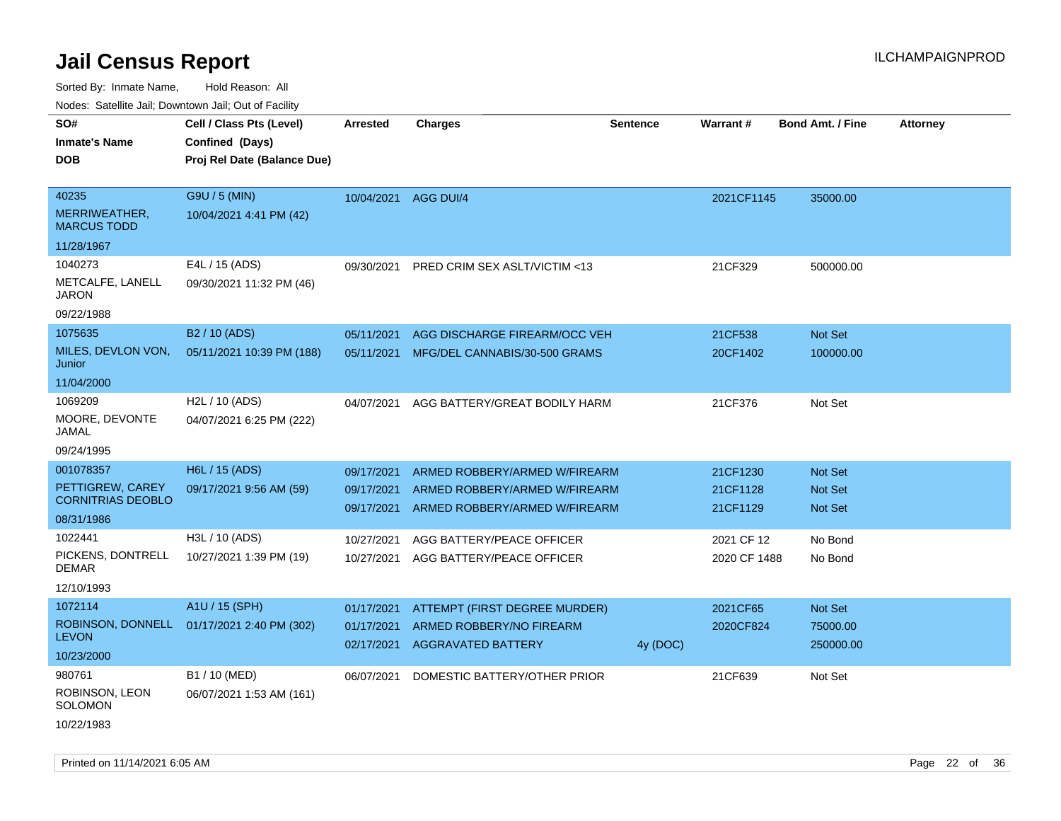# Jail Census Report

ILCHAMPAIGNPROD

Sorted By: Inmate Name, Hold Reason: All

Nodes: Satellite Jail; Downtown Jail; Out of Facility

| SO# / Inmate's Name / DOB | Cell / Class Pts (Level) / Confined (Days) / Proj Rel Date (Balance Due) | Arrested | Charges | Sentence | Warrant # | Bond Amt. / Fine | Attorney |
|---|---|---|---|---|---|---|---|
| 40235 MERRIWEATHER, MARCUS TODD 11/28/1967 | G9U / 5 (MIN) 10/04/2021 4:41 PM (42) | 10/04/2021 | AGG DUI/4 | | 2021CF1145 | 35000.00 | |
| 1040273 METCALFE, LANELL JARON 09/22/1988 | E4L / 15 (ADS) 09/30/2021 11:32 PM (46) | 09/30/2021 | PRED CRIM SEX ASLT/VICTIM <13 | | 21CF329 | 500000.00 | |
| 1075635 MILES, DEVLON VON, Junior 11/04/2000 | B2 / 10 (ADS) 05/11/2021 10:39 PM (188) | 05/11/2021 | AGG DISCHARGE FIREARM/OCC VEH | | 21CF538 | Not Set | |
| | | 05/11/2021 | MFG/DEL CANNABIS/30-500 GRAMS | | 20CF1402 | 100000.00 | |
| 1069209 MOORE, DEVONTE JAMAL 09/24/1995 | H2L / 10 (ADS) 04/07/2021 6:25 PM (222) | 04/07/2021 | AGG BATTERY/GREAT BODILY HARM | | 21CF376 | Not Set | |
| 001078357 PETTIGREW, CAREY CORNITRIAS DEOBLO 08/31/1986 | H6L / 15 (ADS) 09/17/2021 9:56 AM (59) | 09/17/2021 | ARMED ROBBERY/ARMED W/FIREARM | | 21CF1230 | Not Set | |
| | | 09/17/2021 | ARMED ROBBERY/ARMED W/FIREARM | | 21CF1128 | Not Set | |
| | | 09/17/2021 | ARMED ROBBERY/ARMED W/FIREARM | | 21CF1129 | Not Set | |
| 1022441 PICKENS, DONTRELL DEMAR 12/10/1993 | H3L / 10 (ADS) 10/27/2021 1:39 PM (19) | 10/27/2021 | AGG BATTERY/PEACE OFFICER | | 2021 CF 12 | No Bond | |
| | | 10/27/2021 | AGG BATTERY/PEACE OFFICER | | 2020 CF 1488 | No Bond | |
| 1072114 ROBINSON, DONNELL LEVON 10/23/2000 | A1U / 15 (SPH) 01/17/2021 2:40 PM (302) | 01/17/2021 | ATTEMPT (FIRST DEGREE MURDER) | | 2021CF65 | Not Set | |
| | | 01/17/2021 | ARMED ROBBERY/NO FIREARM | | 2020CF824 | 75000.00 | |
| | | 02/17/2021 | AGGRAVATED BATTERY | 4y (DOC) | | 250000.00 | |
| 980761 ROBINSON, LEON SOLOMON 10/22/1983 | B1 / 10 (MED) 06/07/2021 1:53 AM (161) | 06/07/2021 | DOMESTIC BATTERY/OTHER PRIOR | | 21CF639 | Not Set | |

Printed on 11/14/2021 6:05 AM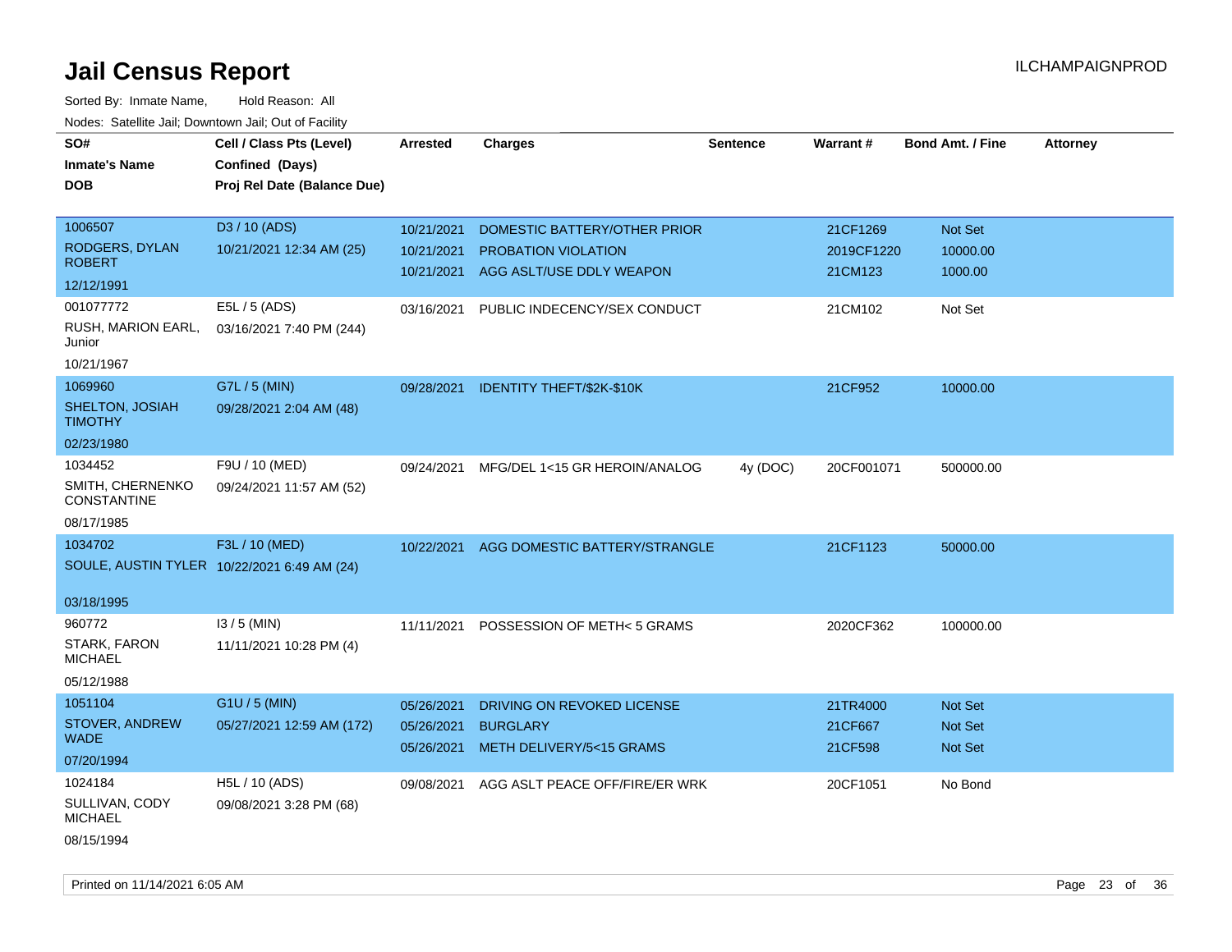# Jail Census Report

ILCHAMPAIGNPROD

Sorted By: Inmate Name, Hold Reason: All

Nodes: Satellite Jail; Downtown Jail; Out of Facility

| SO# / Inmate's Name / DOB | Cell / Class Pts (Level) / Confined (Days) / Proj Rel Date (Balance Due) | Arrested | Charges | Sentence | Warrant # | Bond Amt. / Fine | Attorney |
|---|---|---|---|---|---|---|---|
| 1006507 RODGERS, DYLAN ROBERT 12/12/1991 | D3 / 10 (ADS) 10/21/2021 12:34 AM (25) | 10/21/2021 | DOMESTIC BATTERY/OTHER PRIOR | | 21CF1269 | Not Set | |
| | | 10/21/2021 | PROBATION VIOLATION | | 2019CF1220 | 10000.00 | |
| | | 10/21/2021 | AGG ASLT/USE DDLY WEAPON | | 21CM123 | 1000.00 | |
| 001077772 RUSH, MARION EARL, Junior 10/21/1967 | E5L / 5 (ADS) 03/16/2021 7:40 PM (244) | 03/16/2021 | PUBLIC INDECENCY/SEX CONDUCT | | 21CM102 | Not Set | |
| 1069960 SHELTON, JOSIAH TIMOTHY 02/23/1980 | G7L / 5 (MIN) 09/28/2021 2:04 AM (48) | 09/28/2021 | IDENTITY THEFT/$2K-$10K | | 21CF952 | 10000.00 | |
| 1034452 SMITH, CHERNENKO CONSTANTINE 08/17/1985 | F9U / 10 (MED) 09/24/2021 11:57 AM (52) | 09/24/2021 | MFG/DEL 1<15 GR HEROIN/ANALOG | 4y (DOC) | 20CF001071 | 500000.00 | |
| 1034702 SOULE, AUSTIN TYLER 03/18/1995 | F3L / 10 (MED) 10/22/2021 6:49 AM (24) | 10/22/2021 | AGG DOMESTIC BATTERY/STRANGLE | | 21CF1123 | 50000.00 | |
| 960772 STARK, FARON MICHAEL 05/12/1988 | I3 / 5 (MIN) 11/11/2021 10:28 PM (4) | 11/11/2021 | POSSESSION OF METH< 5 GRAMS | | 2020CF362 | 100000.00 | |
| 1051104 STOVER, ANDREW WADE 07/20/1994 | G1U / 5 (MIN) 05/27/2021 12:59 AM (172) | 05/26/2021 | DRIVING ON REVOKED LICENSE | | 21TR4000 | Not Set | |
| | | 05/26/2021 | BURGLARY | | 21CF667 | Not Set | |
| | | 05/26/2021 | METH DELIVERY/5<15 GRAMS | | 21CF598 | Not Set | |
| 1024184 SULLIVAN, CODY MICHAEL 08/15/1994 | H5L / 10 (ADS) 09/08/2021 3:28 PM (68) | 09/08/2021 | AGG ASLT PEACE OFF/FIRE/ER WRK | | 20CF1051 | No Bond | |

Printed on 11/14/2021 6:05 AM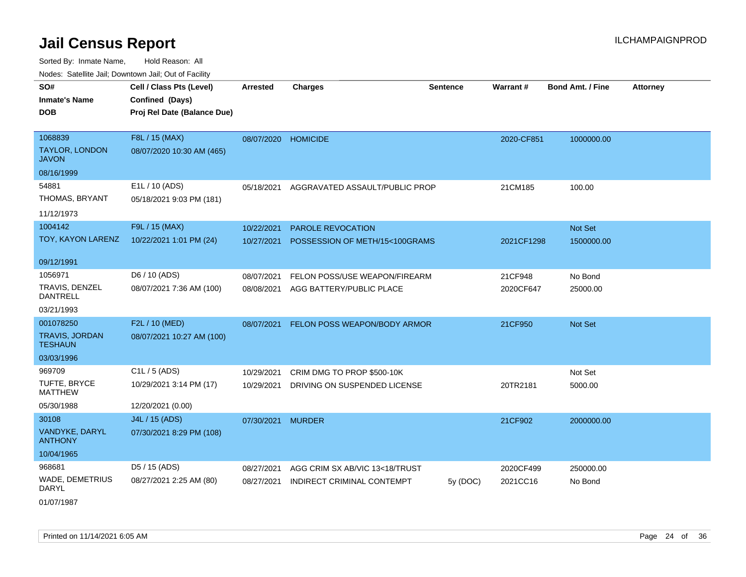# Jail Census Report

ILCHAMPAIGNPROD

Sorted By: Inmate Name, Hold Reason: All

Nodes: Satellite Jail; Downtown Jail; Out of Facility

| SO# / Inmate's Name / DOB | Cell / Class Pts (Level) / Confined (Days) / Proj Rel Date (Balance Due) | Arrested | Charges | Sentence | Warrant # | Bond Amt. / Fine | Attorney |
|---|---|---|---|---|---|---|---|
| 1068839<br>TAYLOR, LONDON JAVON<br>08/16/1999 | F8L / 15 (MAX)<br>08/07/2020 10:30 AM (465) | 08/07/2020 | HOMICIDE | | 2020-CF851 | 1000000.00 | |
| 54881<br>THOMAS, BRYANT<br>11/12/1973 | E1L / 10 (ADS)<br>05/18/2021 9:03 PM (181) | 05/18/2021 | AGGRAVATED ASSAULT/PUBLIC PROP | | 21CM185 | 100.00 | |
| 1004142<br>TOY, KAYON LARENZ<br>09/12/1991 | F9L / 15 (MAX)<br>10/22/2021 1:01 PM (24) | 10/22/2021 | PAROLE REVOCATION | | | Not Set | |
| | | 10/27/2021 | POSSESSION OF METH/15<100GRAMS | | 2021CF1298 | 1500000.00 | |
| 1056971<br>TRAVIS, DENZEL DANTRELL<br>03/21/1993 | D6 / 10 (ADS)<br>08/07/2021 7:36 AM (100) | 08/07/2021 | FELON POSS/USE WEAPON/FIREARM | | 21CF948 | No Bond | |
| | | 08/08/2021 | AGG BATTERY/PUBLIC PLACE | | 2020CF647 | 25000.00 | |
| 001078250<br>TRAVIS, JORDAN TESHAUN<br>03/03/1996 | F2L / 10 (MED)<br>08/07/2021 10:27 AM (100) | 08/07/2021 | FELON POSS WEAPON/BODY ARMOR | | 21CF950 | Not Set | |
| 969709<br>TUFTE, BRYCE MATTHEW<br>05/30/1988 | C1L / 5 (ADS)<br>10/29/2021 3:14 PM (17)<br>12/20/2021 (0.00) | 10/29/2021 | CRIM DMG TO PROP $500-10K | | | Not Set | |
| | | 10/29/2021 | DRIVING ON SUSPENDED LICENSE | | 20TR2181 | 5000.00 | |
| 30108<br>VANDYKE, DARYL ANTHONY<br>10/04/1965 | J4L / 15 (ADS)<br>07/30/2021 8:29 PM (108) | 07/30/2021 | MURDER | | 21CF902 | 2000000.00 | |
| 968681<br>WADE, DEMETRIUS DARYL<br>01/07/1987 | D5 / 15 (ADS)<br>08/27/2021 2:25 AM (80) | 08/27/2021 | AGG CRIM SX AB/VIC 13<18/TRUST | | 2020CF499 | 250000.00 | |
| | | 08/27/2021 | INDIRECT CRIMINAL CONTEMPT | 5y (DOC) | 2021CC16 | No Bond | |

Printed on 11/14/2021 6:05 AM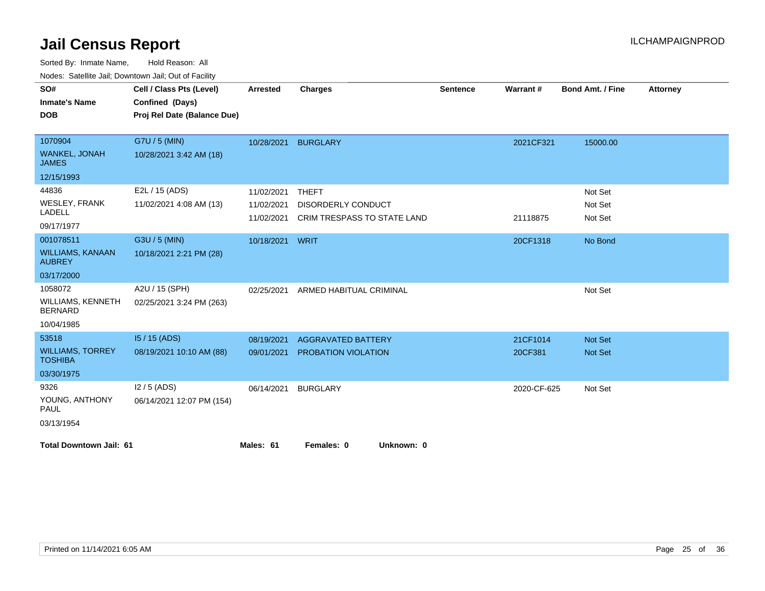# Jail Census Report

ILCHAMPAIGNPROD

Sorted By: Inmate Name, Hold Reason: All

Nodes: Satellite Jail; Downtown Jail; Out of Facility

| SO# / Inmate's Name / DOB | Cell / Class Pts (Level) / Confined (Days) / Proj Rel Date (Balance Due) | Arrested | Charges | Sentence | Warrant # | Bond Amt. / Fine | Attorney |
|---|---|---|---|---|---|---|---|
| 1070904<br>WANKEL, JONAH JAMES<br>12/15/1993 | G7U / 5 (MIN)<br>10/28/2021 3:42 AM (18) | 10/28/2021 | BURGLARY | | 2021CF321 | 15000.00 | |
| 44836<br>WESLEY, FRANK LADELL<br>09/17/1977 | E2L / 15 (ADS)<br>11/02/2021 4:08 AM (13) | 11/02/2021 | THEFT | | | Not Set | |
| | | 11/02/2021 | DISORDERLY CONDUCT | | | Not Set | |
| | | 11/02/2021 | CRIM TRESPASS TO STATE LAND | | 21118875 | Not Set | |
| 001078511<br>WILLIAMS, KANAAN AUBREY<br>03/17/2000 | G3U / 5 (MIN)<br>10/18/2021 2:21 PM (28) | 10/18/2021 | WRIT | | 20CF1318 | No Bond | |
| 1058072<br>WILLIAMS, KENNETH BERNARD<br>10/04/1985 | A2U / 15 (SPH)<br>02/25/2021 3:24 PM (263) | 02/25/2021 | ARMED HABITUAL CRIMINAL | | | Not Set | |
| 53518<br>WILLIAMS, TORREY TOSHIBA<br>03/30/1975 | I5 / 15 (ADS)<br>08/19/2021 10:10 AM (88) | 08/19/2021 | AGGRAVATED BATTERY | | 21CF1014 | Not Set | |
| | | 09/01/2021 | PROBATION VIOLATION | | 20CF381 | Not Set | |
| 9326<br>YOUNG, ANTHONY PAUL<br>03/13/1954 | I2 / 5 (ADS)<br>06/14/2021 12:07 PM (154) | 06/14/2021 | BURGLARY | | 2020-CF-625 | Not Set | |

**Total Downtown Jail: 61** **Males: 61** **Females: 0** **Unknown: 0**

Printed on 11/14/2021 6:05 AM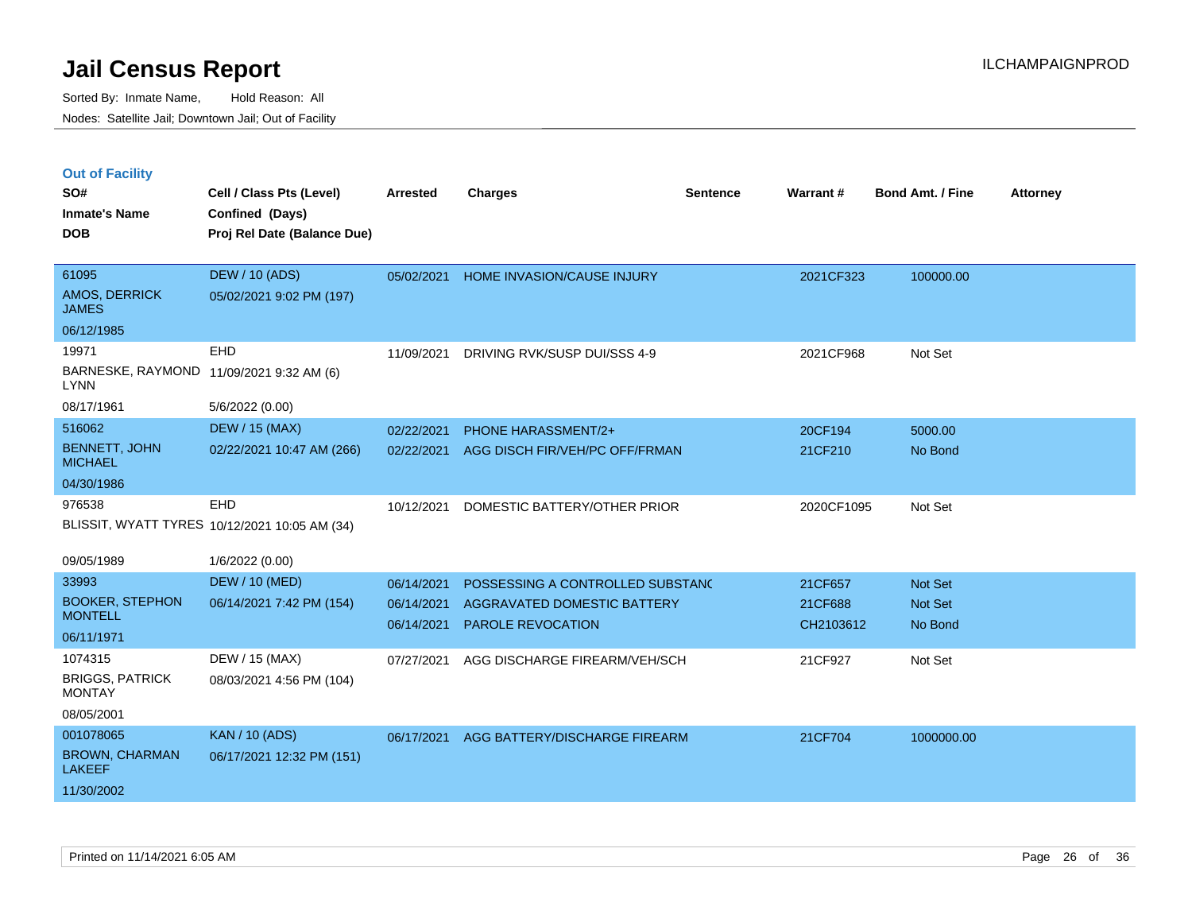# Jail Census Report

Sorted By: Inmate Name, Hold Reason: All
Nodes: Satellite Jail; Downtown Jail; Out of Facility

ILCHAMPAIGNPROD

## Out of Facility

| SO# / Inmate's Name / DOB | Cell / Class Pts (Level) / Confined (Days) / Proj Rel Date (Balance Due) | Arrested | Charges | Sentence | Warrant # | Bond Amt. / Fine | Attorney |
|---|---|---|---|---|---|---|---|
| 61095<br>AMOS, DERRICK JAMES<br>06/12/1985 | DEW / 10 (ADS)<br>05/02/2021 9:02 PM (197) | 05/02/2021 | HOME INVASION/CAUSE INJURY | | 2021CF323 | 100000.00 | |
| 19971<br>BARNESKE, RAYMOND LYNN<br>08/17/1961 | EHD<br>11/09/2021 9:32 AM (6)<br>5/6/2022 (0.00) | 11/09/2021 | DRIVING RVK/SUSP DUI/SSS 4-9 | | 2021CF968 | Not Set | |
| 516062<br>BENNETT, JOHN MICHAEL<br>04/30/1986 | DEW / 15 (MAX)<br>02/22/2021 10:47 AM (266) | 02/22/2021<br>02/22/2021 | PHONE HARASSMENT/2+<br>AGG DISCH FIR/VEH/PC OFF/FRMAN | | 20CF194<br>21CF210 | 5000.00<br>No Bond | |
| 976538<br>BLISSIT, WYATT TYRES<br>09/05/1989 | EHD<br>10/12/2021 10:05 AM (34)<br>1/6/2022 (0.00) | 10/12/2021 | DOMESTIC BATTERY/OTHER PRIOR | | 2020CF1095 | Not Set | |
| 33993<br>BOOKER, STEPHON MONTELL<br>06/11/1971 | DEW / 10 (MED)<br>06/14/2021 7:42 PM (154) | 06/14/2021<br>06/14/2021<br>06/14/2021 | POSSESSING A CONTROLLED SUBSTANC<br>AGGRAVATED DOMESTIC BATTERY<br>PAROLE REVOCATION | | 21CF657<br>21CF688<br>CH2103612 | Not Set<br>Not Set<br>No Bond | |
| 1074315<br>BRIGGS, PATRICK MONTAY<br>08/05/2001 | DEW / 15 (MAX)<br>08/03/2021 4:56 PM (104) | 07/27/2021 | AGG DISCHARGE FIREARM/VEH/SCH | | 21CF927 | Not Set | |
| 001078065<br>BROWN, CHARMAN LAKEEF<br>11/30/2002 | KAN / 10 (ADS)<br>06/17/2021 12:32 PM (151) | 06/17/2021 | AGG BATTERY/DISCHARGE FIREARM | | 21CF704 | 1000000.00 | |

Printed on 11/14/2021 6:05 AM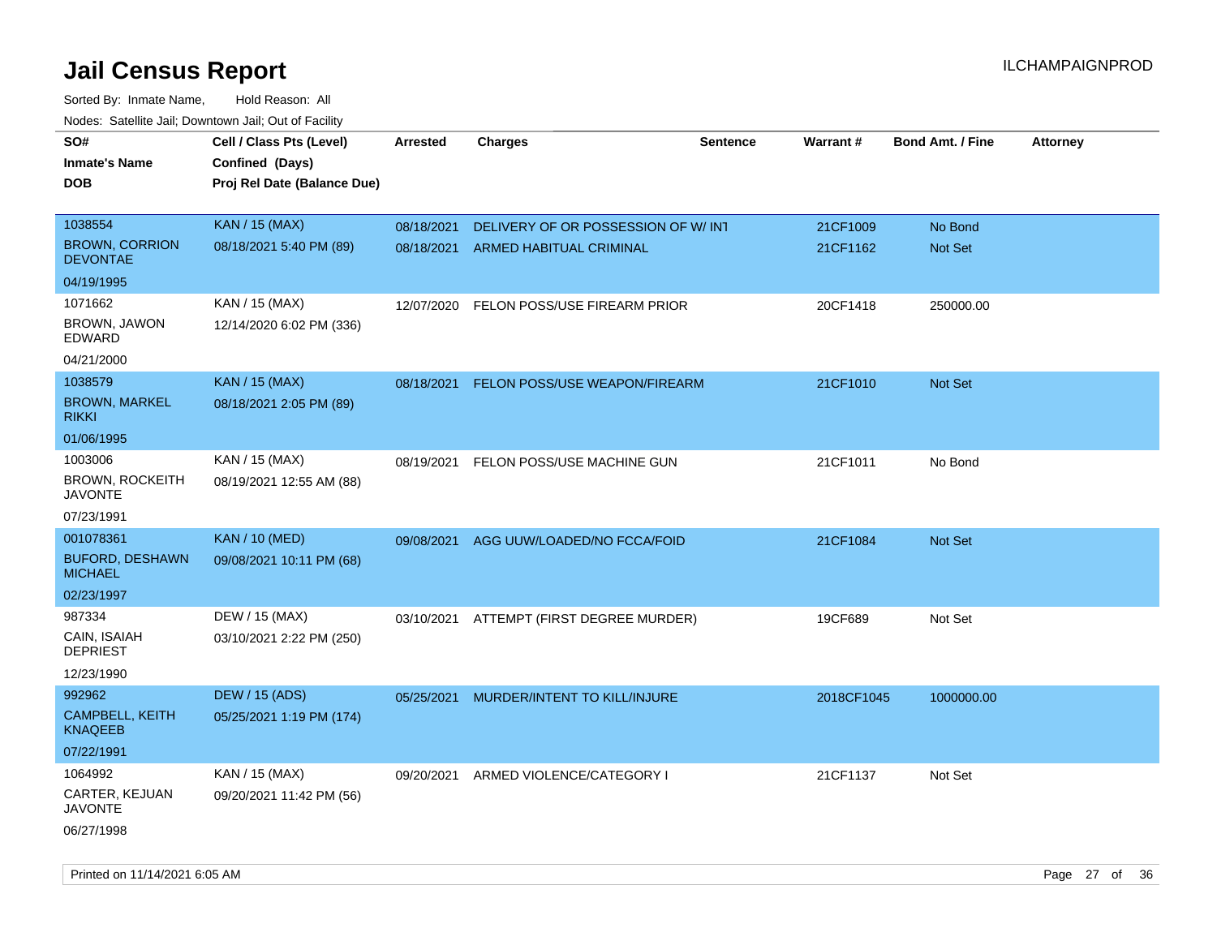# Jail Census Report

ILCHAMPAIGNPROD

Sorted By: Inmate Name, Hold Reason: All

Nodes: Satellite Jail; Downtown Jail; Out of Facility

| SO# / Inmate's Name / DOB | Cell / Class Pts (Level) / Confined (Days) / Proj Rel Date (Balance Due) | Arrested | Charges | Sentence | Warrant # | Bond Amt. / Fine | Attorney |
|---|---|---|---|---|---|---|---|
| 1038554<br>BROWN, CORRION DEVONTAE<br>04/19/1995 | KAN / 15 (MAX)<br>08/18/2021 5:40 PM (89) | 08/18/2021<br>08/18/2021 | DELIVERY OF OR POSSESSION OF W/ INT<br>ARMED HABITUAL CRIMINAL | | 21CF1009<br>21CF1162 | No Bond<br>Not Set | |
| 1071662<br>BROWN, JAWON EDWARD<br>04/21/2000 | KAN / 15 (MAX)<br>12/14/2020 6:02 PM (336) | 12/07/2020 | FELON POSS/USE FIREARM PRIOR | | 20CF1418 | 250000.00 | |
| 1038579<br>BROWN, MARKEL RIKKI<br>01/06/1995 | KAN / 15 (MAX)<br>08/18/2021 2:05 PM (89) | 08/18/2021 | FELON POSS/USE WEAPON/FIREARM | | 21CF1010 | Not Set | |
| 1003006<br>BROWN, ROCKEITH JAVONTE<br>07/23/1991 | KAN / 15 (MAX)<br>08/19/2021 12:55 AM (88) | 08/19/2021 | FELON POSS/USE MACHINE GUN | | 21CF1011 | No Bond | |
| 001078361<br>BUFORD, DESHAWN MICHAEL<br>02/23/1997 | KAN / 10 (MED)<br>09/08/2021 10:11 PM (68) | 09/08/2021 | AGG UUW/LOADED/NO FCCA/FOID | | 21CF1084 | Not Set | |
| 987334<br>CAIN, ISAIAH DEPRIEST<br>12/23/1990 | DEW / 15 (MAX)<br>03/10/2021 2:22 PM (250) | 03/10/2021 | ATTEMPT (FIRST DEGREE MURDER) | | 19CF689 | Not Set | |
| 992962<br>CAMPBELL, KEITH KNAQEEB<br>07/22/1991 | DEW / 15 (ADS)<br>05/25/2021 1:19 PM (174) | 05/25/2021 | MURDER/INTENT TO KILL/INJURE | | 2018CF1045 | 1000000.00 | |
| 1064992<br>CARTER, KEJUAN JAVONTE<br>06/27/1998 | KAN / 15 (MAX)<br>09/20/2021 11:42 PM (56) | 09/20/2021 | ARMED VIOLENCE/CATEGORY I | | 21CF1137 | Not Set | |

Printed on 11/14/2021 6:05 AM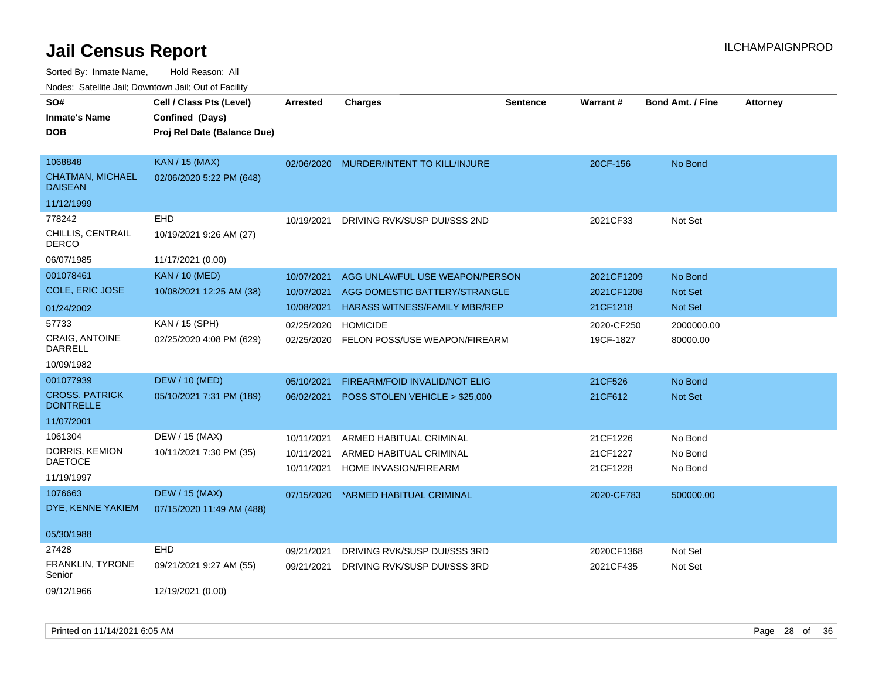# Jail Census Report

ILCHAMPAIGNPROD

Sorted By: Inmate Name, Hold Reason: All

Nodes: Satellite Jail; Downtown Jail; Out of Facility

| SO# / Inmate's Name / DOB | Cell / Class Pts (Level) / Confined (Days) / Proj Rel Date (Balance Due) | Arrested | Charges | Sentence | Warrant # | Bond Amt. / Fine | Attorney |
|---|---|---|---|---|---|---|---|
| 1068848<br>CHATMAN, MICHAEL DAISEAN<br>11/12/1999 | KAN / 15 (MAX)<br>02/06/2020 5:22 PM (648) | 02/06/2020 | MURDER/INTENT TO KILL/INJURE | | 20CF-156 | No Bond | |
| 778242<br>CHILLIS, CENTRAIL DERCO<br>06/07/1985 | EHD<br>10/19/2021 9:26 AM (27)<br>11/17/2021 (0.00) | 10/19/2021 | DRIVING RVK/SUSP DUI/SSS 2ND | | 2021CF33 | Not Set | |
| 001078461<br>COLE, ERIC JOSE<br>01/24/2002 | KAN / 10 (MED)<br>10/08/2021 12:25 AM (38) | 10/07/2021<br>10/07/2021<br>10/08/2021 | AGG UNLAWFUL USE WEAPON/PERSON<br>AGG DOMESTIC BATTERY/STRANGLE<br>HARASS WITNESS/FAMILY MBR/REP | | 2021CF1209<br>2021CF1208<br>21CF1218 | No Bond<br>Not Set<br>Not Set | |
| 57733<br>CRAIG, ANTOINE DARRELL<br>10/09/1982 | KAN / 15 (SPH)<br>02/25/2020 4:08 PM (629) | 02/25/2020<br>02/25/2020 | HOMICIDE<br>FELON POSS/USE WEAPON/FIREARM | | 2020-CF250<br>19CF-1827 | 2000000.00<br>80000.00 | |
| 001077939<br>CROSS, PATRICK DONTRELLE<br>11/07/2001 | DEW / 10 (MED)<br>05/10/2021 7:31 PM (189) | 05/10/2021<br>06/02/2021 | FIREARM/FOID INVALID/NOT ELIG<br>POSS STOLEN VEHICLE > $25,000 | | 21CF526<br>21CF612 | No Bond<br>Not Set | |
| 1061304<br>DORRIS, KEMION DAETOCE<br>11/19/1997 | DEW / 15 (MAX)<br>10/11/2021 7:30 PM (35) | 10/11/2021<br>10/11/2021<br>10/11/2021 | ARMED HABITUAL CRIMINAL<br>ARMED HABITUAL CRIMINAL<br>HOME INVASION/FIREARM | | 21CF1226<br>21CF1227<br>21CF1228 | No Bond<br>No Bond<br>No Bond | |
| 1076663<br>DYE, KENNE YAKIEM<br>05/30/1988 | DEW / 15 (MAX)<br>07/15/2020 11:49 AM (488) | 07/15/2020 | *ARMED HABITUAL CRIMINAL | | 2020-CF783 | 500000.00 | |
| 27428<br>FRANKLIN, TYRONE Senior<br>09/12/1966 | EHD<br>09/21/2021 9:27 AM (55)<br>12/19/2021 (0.00) | 09/21/2021<br>09/21/2021 | DRIVING RVK/SUSP DUI/SSS 3RD<br>DRIVING RVK/SUSP DUI/SSS 3RD | | 2020CF1368<br>2021CF435 | Not Set<br>Not Set | |

Printed on 11/14/2021 6:05 AM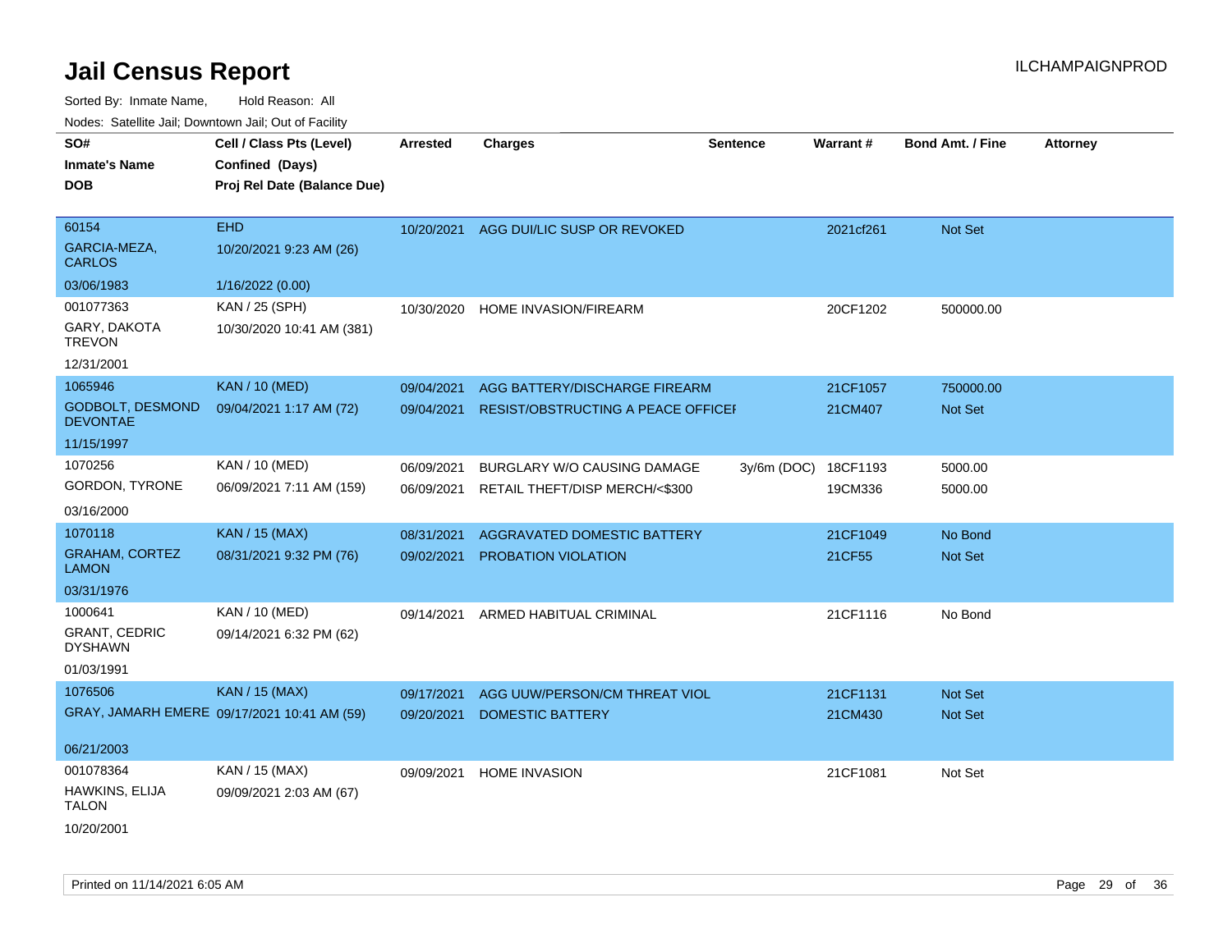# Jail Census Report

ILCHAMPAIGNPROD

Sorted By: Inmate Name, Hold Reason: All

Nodes: Satellite Jail; Downtown Jail; Out of Facility

| SO# / Inmate's Name / DOB | Cell / Class Pts (Level) / Confined (Days) / Proj Rel Date (Balance Due) | Arrested | Charges | Sentence | Warrant # | Bond Amt. / Fine | Attorney |
|---|---|---|---|---|---|---|---|
| 60154 GARCIA-MEZA, CARLOS 03/06/1983 | EHD 10/20/2021 9:23 AM (26) 1/16/2022 (0.00) | 10/20/2021 | AGG DUI/LIC SUSP OR REVOKED | | 2021cf261 | Not Set | |
| 001077363 GARY, DAKOTA TREVON 12/31/2001 | KAN / 25 (SPH) 10/30/2020 10:41 AM (381) | 10/30/2020 | HOME INVASION/FIREARM | | 20CF1202 | 500000.00 | |
| 1065946 GODBOLT, DESMOND DEVONTAE 11/15/1997 | KAN / 10 (MED) 09/04/2021 1:17 AM (72) | 09/04/2021 | AGG BATTERY/DISCHARGE FIREARM | | 21CF1057 | 750000.00 | |
| | | 09/04/2021 | RESIST/OBSTRUCTING A PEACE OFFICEI | | 21CM407 | Not Set | |
| 1070256 GORDON, TYRONE 03/16/2000 | KAN / 10 (MED) 06/09/2021 7:11 AM (159) | 06/09/2021 | BURGLARY W/O CAUSING DAMAGE | 3y/6m (DOC) | 18CF1193 | 5000.00 | |
| | | 06/09/2021 | RETAIL THEFT/DISP MERCH/<$300 | | 19CM336 | 5000.00 | |
| 1070118 GRAHAM, CORTEZ LAMON 03/31/1976 | KAN / 15 (MAX) 08/31/2021 9:32 PM (76) | 08/31/2021 | AGGRAVATED DOMESTIC BATTERY | | 21CF1049 | No Bond | |
| | | 09/02/2021 | PROBATION VIOLATION | | 21CF55 | Not Set | |
| 1000641 GRANT, CEDRIC DYSHAWN 01/03/1991 | KAN / 10 (MED) 09/14/2021 6:32 PM (62) | 09/14/2021 | ARMED HABITUAL CRIMINAL | | 21CF1116 | No Bond | |
| 1076506 GRAY, JAMARH EMERE 06/21/2003 | KAN / 15 (MAX) 09/17/2021 10:41 AM (59) | 09/17/2021 | AGG UUW/PERSON/CM THREAT VIOL | | 21CF1131 | Not Set | |
| | | 09/20/2021 | DOMESTIC BATTERY | | 21CM430 | Not Set | |
| 001078364 HAWKINS, ELIJA TALON 10/20/2001 | KAN / 15 (MAX) 09/09/2021 2:03 AM (67) | 09/09/2021 | HOME INVASION | | 21CF1081 | Not Set | |

Printed on 11/14/2021 6:05 AM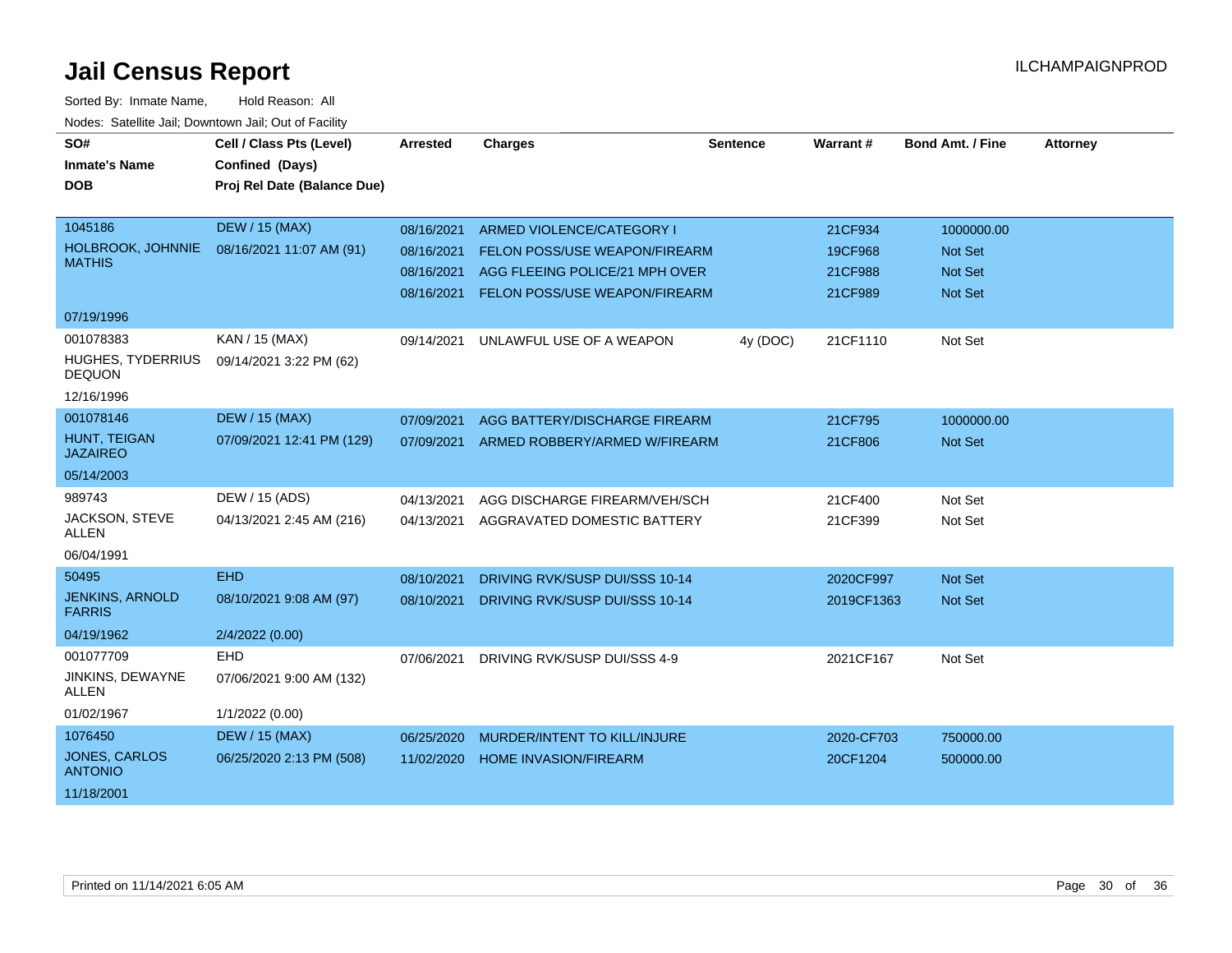# Jail Census Report

ILCHAMPAIGNPROD

Sorted By: Inmate Name, Hold Reason: All

Nodes: Satellite Jail; Downtown Jail; Out of Facility

| SO#<br>Inmate's Name<br>DOB | Cell / Class Pts (Level)<br>Confined (Days)<br>Proj Rel Date (Balance Due) | Arrested | Charges | Sentence | Warrant # | Bond Amt. / Fine | Attorney |
|---|---|---|---|---|---|---|---|
| 1045186<br>HOLBROOK, JOHNNIE MATHIS<br>07/19/1996 | DEW / 15 (MAX)<br>08/16/2021 11:07 AM (91) | 08/16/2021 | ARMED VIOLENCE/CATEGORY I | | 21CF934 | 1000000.00 | |
| | | 08/16/2021 | FELON POSS/USE WEAPON/FIREARM | | 19CF968 | Not Set | |
| | | 08/16/2021 | AGG FLEEING POLICE/21 MPH OVER | | 21CF988 | Not Set | |
| | | 08/16/2021 | FELON POSS/USE WEAPON/FIREARM | | 21CF989 | Not Set | |
| 001078383<br>HUGHES, TYDERRIUS DEQUON<br>12/16/1996 | KAN / 15 (MAX)<br>09/14/2021 3:22 PM (62) | 09/14/2021 | UNLAWFUL USE OF A WEAPON | 4y (DOC) | 21CF1110 | Not Set | |
| 001078146<br>HUNT, TEIGAN JAZAIREO<br>05/14/2003 | DEW / 15 (MAX)<br>07/09/2021 12:41 PM (129) | 07/09/2021 | AGG BATTERY/DISCHARGE FIREARM | | 21CF795 | 1000000.00 | |
| | | 07/09/2021 | ARMED ROBBERY/ARMED W/FIREARM | | 21CF806 | Not Set | |
| 989743<br>JACKSON, STEVE ALLEN<br>06/04/1991 | DEW / 15 (ADS)<br>04/13/2021 2:45 AM (216) | 04/13/2021 | AGG DISCHARGE FIREARM/VEH/SCH | | 21CF400 | Not Set | |
| | | 04/13/2021 | AGGRAVATED DOMESTIC BATTERY | | 21CF399 | Not Set | |
| 50495<br>JENKINS, ARNOLD FARRIS<br>04/19/1962 | EHD<br>08/10/2021 9:08 AM (97)<br>2/4/2022 (0.00) | 08/10/2021 | DRIVING RVK/SUSP DUI/SSS 10-14 | | 2020CF997 | Not Set | |
| | | 08/10/2021 | DRIVING RVK/SUSP DUI/SSS 10-14 | | 2019CF1363 | Not Set | |
| 001077709<br>JINKINS, DEWAYNE ALLEN<br>01/02/1967 | EHD<br>07/06/2021 9:00 AM (132)<br>1/1/2022 (0.00) | 07/06/2021 | DRIVING RVK/SUSP DUI/SSS 4-9 | | 2021CF167 | Not Set | |
| 1076450<br>JONES, CARLOS ANTONIO<br>11/18/2001 | DEW / 15 (MAX)<br>06/25/2020 2:13 PM (508) | 06/25/2020 | MURDER/INTENT TO KILL/INJURE | | 2020-CF703 | 750000.00 | |
| | | 11/02/2020 | HOME INVASION/FIREARM | | 20CF1204 | 500000.00 | |

Printed on 11/14/2021 6:05 AM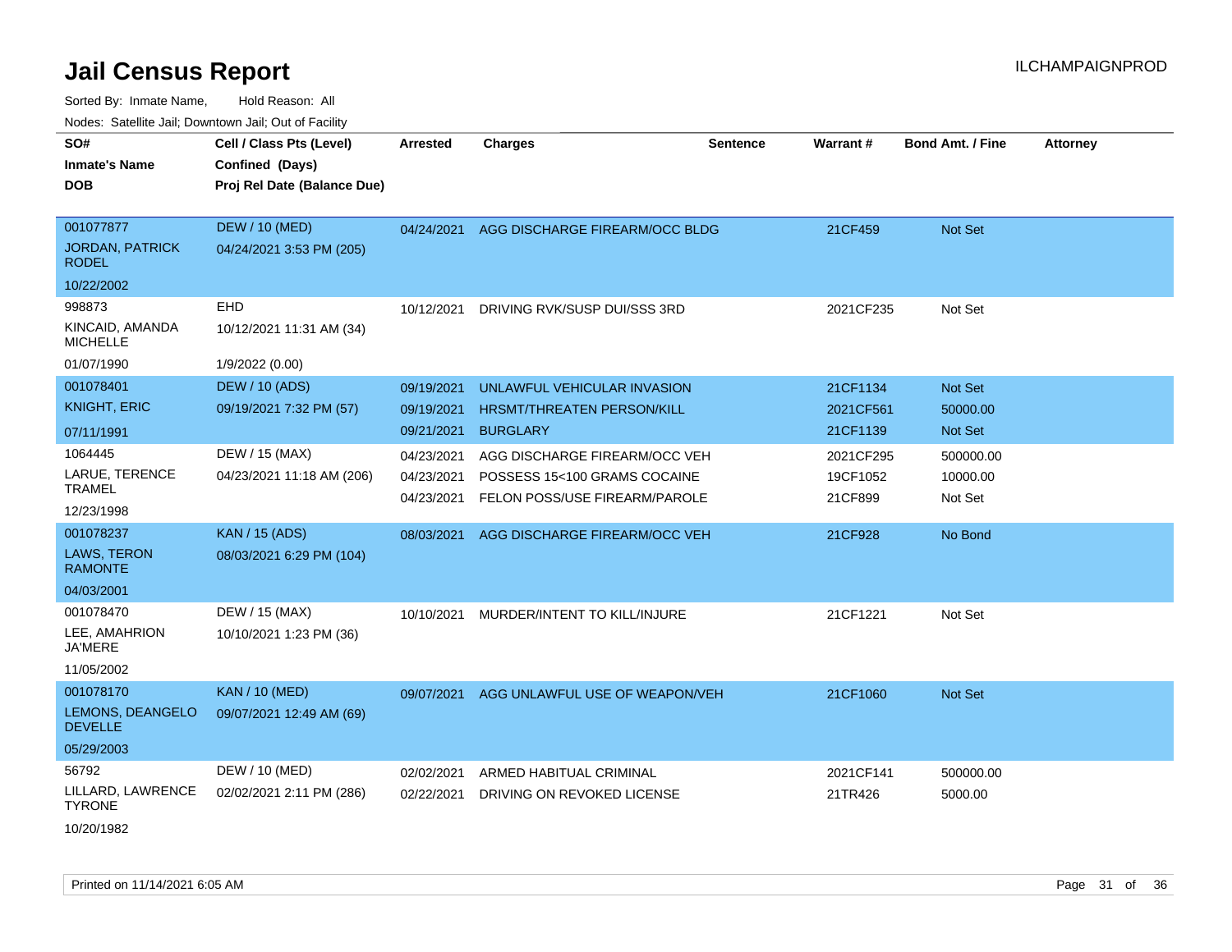# Jail Census Report

Sorted By: Inmate Name, Hold Reason: All

Nodes: Satellite Jail; Downtown Jail; Out of Facility

| SO# / Inmate's Name / DOB | Cell / Class Pts (Level) / Confined (Days) / Proj Rel Date (Balance Due) | Arrested | Charges | Sentence | Warrant # | Bond Amt. / Fine | Attorney |
|---|---|---|---|---|---|---|---|
| 001077877<br>JORDAN, PATRICK RODEL<br>10/22/2002 | DEW / 10 (MED)<br>04/24/2021 3:53 PM (205) | 04/24/2021 | AGG DISCHARGE FIREARM/OCC BLDG | | 21CF459 | Not Set | |
| 998873<br>KINCAID, AMANDA MICHELLE<br>01/07/1990 | EHD<br>10/12/2021 11:31 AM (34)<br>1/9/2022 (0.00) | 10/12/2021 | DRIVING RVK/SUSP DUI/SSS 3RD | | 2021CF235 | Not Set | |
| 001078401<br>KNIGHT, ERIC<br>07/11/1991 | DEW / 10 (ADS)<br>09/19/2021 7:32 PM (57) | 09/19/2021<br>09/19/2021<br>09/21/2021 | UNLAWFUL VEHICULAR INVASION<br>HRSMT/THREATEN PERSON/KILL<br>BURGLARY | | 21CF1134<br>2021CF561<br>21CF1139 | Not Set<br>50000.00<br>Not Set | |
| 1064445<br>LARUE, TERENCE TRAMEL<br>12/23/1998 | DEW / 15 (MAX)<br>04/23/2021 11:18 AM (206) | 04/23/2021<br>04/23/2021<br>04/23/2021 | AGG DISCHARGE FIREARM/OCC VEH<br>POSSESS 15<100 GRAMS COCAINE<br>FELON POSS/USE FIREARM/PAROLE | | 2021CF295<br>19CF1052<br>21CF899 | 500000.00<br>10000.00<br>Not Set | |
| 001078237<br>LAWS, TERON RAMONTE<br>04/03/2001 | KAN / 15 (ADS)<br>08/03/2021 6:29 PM (104) | 08/03/2021 | AGG DISCHARGE FIREARM/OCC VEH | | 21CF928 | No Bond | |
| 001078470<br>LEE, AMAHRION JA'MERE<br>11/05/2002 | DEW / 15 (MAX)<br>10/10/2021 1:23 PM (36) | 10/10/2021 | MURDER/INTENT TO KILL/INJURE | | 21CF1221 | Not Set | |
| 001078170<br>LEMONS, DEANGELO DEVELLE<br>05/29/2003 | KAN / 10 (MED)<br>09/07/2021 12:49 AM (69) | 09/07/2021 | AGG UNLAWFUL USE OF WEAPON/VEH | | 21CF1060 | Not Set | |
| 56792<br>LILLARD, LAWRENCE TYRONE<br>10/20/1982 | DEW / 10 (MED)<br>02/02/2021 2:11 PM (286) | 02/02/2021<br>02/22/2021 | ARMED HABITUAL CRIMINAL<br>DRIVING ON REVOKED LICENSE | | 2021CF141<br>21TR426 | 500000.00<br>5000.00 | |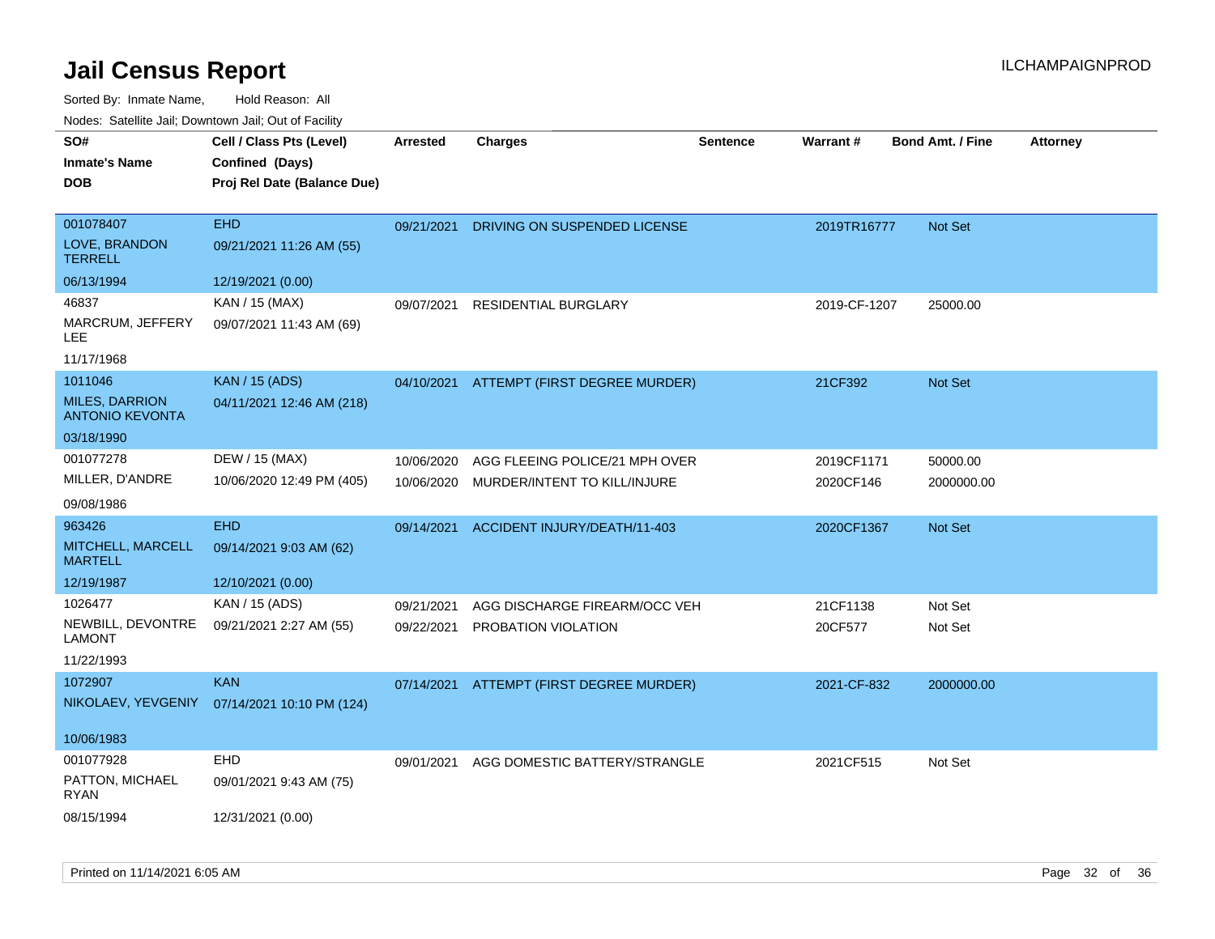# Jail Census Report

ILCHAMPAIGNPROD

Sorted By: Inmate Name, Hold Reason: All

Nodes: Satellite Jail; Downtown Jail; Out of Facility

| SO# / Inmate's Name / DOB | Cell / Class Pts (Level) / Confined (Days) / Proj Rel Date (Balance Due) | Arrested | Charges | Sentence | Warrant # | Bond Amt. / Fine | Attorney |
|---|---|---|---|---|---|---|---|
| 001078407<br>LOVE, BRANDON TERRELL<br>06/13/1994 | EHD<br>09/21/2021 11:26 AM (55)<br>12/19/2021 (0.00) | 09/21/2021 | DRIVING ON SUSPENDED LICENSE | | 2019TR16777 | Not Set | |
| 46837<br>MARCRUM, JEFFERY LEE<br>11/17/1968 | KAN / 15 (MAX)<br>09/07/2021 11:43 AM (69) | 09/07/2021 | RESIDENTIAL BURGLARY | | 2019-CF-1207 | 25000.00 | |
| 1011046<br>MILES, DARRION ANTONIO KEVONTA<br>03/18/1990 | KAN / 15 (ADS)<br>04/11/2021 12:46 AM (218) | 04/10/2021 | ATTEMPT (FIRST DEGREE MURDER) | | 21CF392 | Not Set | |
| 001077278<br>MILLER, D'ANDRE<br>09/08/1986 | DEW / 15 (MAX)<br>10/06/2020 12:49 PM (405) | 10/06/2020<br>10/06/2020 | AGG FLEEING POLICE/21 MPH OVER<br>MURDER/INTENT TO KILL/INJURE | | 2019CF1171<br>2020CF146 | 50000.00<br>2000000.00 | |
| 963426<br>MITCHELL, MARCELL MARTELL<br>12/19/1987 | EHD<br>09/14/2021 9:03 AM (62)<br>12/10/2021 (0.00) | 09/14/2021 | ACCIDENT INJURY/DEATH/11-403 | | 2020CF1367 | Not Set | |
| 1026477<br>NEWBILL, DEVONTRE LAMONT<br>11/22/1993 | KAN / 15 (ADS)<br>09/21/2021 2:27 AM (55) | 09/21/2021<br>09/22/2021 | AGG DISCHARGE FIREARM/OCC VEH<br>PROBATION VIOLATION | | 21CF1138<br>20CF577 | Not Set<br>Not Set | |
| 1072907<br>NIKOLAEV, YEVGENIY<br>10/06/1983 | KAN<br>07/14/2021 10:10 PM (124) | 07/14/2021 | ATTEMPT (FIRST DEGREE MURDER) | | 2021-CF-832 | 2000000.00 | |
| 001077928<br>PATTON, MICHAEL RYAN<br>08/15/1994 | EHD<br>09/01/2021 9:43 AM (75)<br>12/31/2021 (0.00) | 09/01/2021 | AGG DOMESTIC BATTERY/STRANGLE | | 2021CF515 | Not Set | |

Printed on 11/14/2021 6:05 AM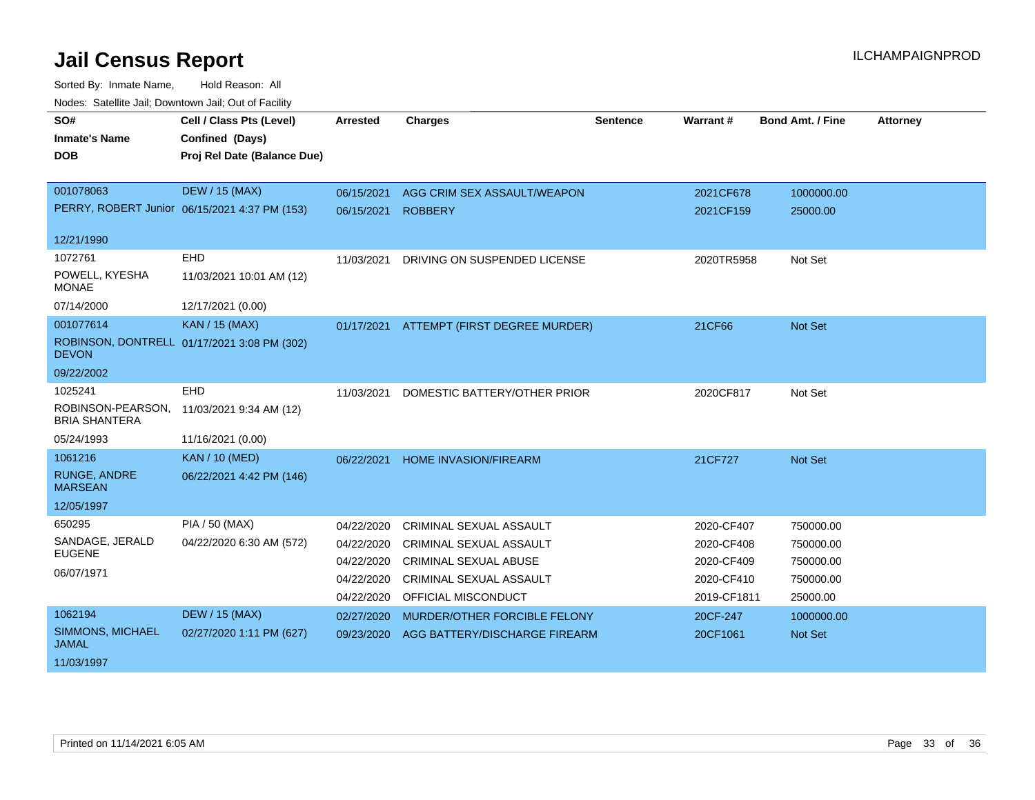# Jail Census Report

ILCHAMPAIGNPROD

Sorted By: Inmate Name, Hold Reason: All

Nodes: Satellite Jail; Downtown Jail; Out of Facility

| SO# / Inmate's Name / DOB | Cell / Class Pts (Level) / Confined (Days) / Proj Rel Date (Balance Due) | Arrested | Charges | Sentence | Warrant # | Bond Amt. / Fine | Attorney |
|---|---|---|---|---|---|---|---|
| 001078063 | DEW / 15 (MAX) | 06/15/2021 | AGG CRIM SEX ASSAULT/WEAPON | | 2021CF678 | 1000000.00 | |
| PERRY, ROBERT Junior | 06/15/2021 4:37 PM (153) | 06/15/2021 | ROBBERY | | 2021CF159 | 25000.00 | |
| 12/21/1990 | | | | | | | |
| 1072761 | EHD | 11/03/2021 | DRIVING ON SUSPENDED LICENSE | | 2020TR5958 | Not Set | |
| POWELL, KYESHA MONAE | 11/03/2021 10:01 AM (12) | | | | | | |
| 07/14/2000 | 12/17/2021 (0.00) | | | | | | |
| 001077614 | KAN / 15 (MAX) | 01/17/2021 | ATTEMPT (FIRST DEGREE MURDER) | | 21CF66 | Not Set | |
| ROBINSON, DONTRELL DEVON | 01/17/2021 3:08 PM (302) | | | | | | |
| 09/22/2002 | | | | | | | |
| 1025241 | EHD | 11/03/2021 | DOMESTIC BATTERY/OTHER PRIOR | | 2020CF817 | Not Set | |
| ROBINSON-PEARSON, BRIA SHANTERA | 11/03/2021 9:34 AM (12) | | | | | | |
| 05/24/1993 | 11/16/2021 (0.00) | | | | | | |
| 1061216 | KAN / 10 (MED) | 06/22/2021 | HOME INVASION/FIREARM | | 21CF727 | Not Set | |
| RUNGE, ANDRE MARSEAN | 06/22/2021 4:42 PM (146) | | | | | | |
| 12/05/1997 | | | | | | | |
| 650295 | PIA / 50 (MAX) | 04/22/2020 | CRIMINAL SEXUAL ASSAULT | | 2020-CF407 | 750000.00 | |
| SANDAGE, JERALD EUGENE | 04/22/2020 6:30 AM (572) | 04/22/2020 | CRIMINAL SEXUAL ASSAULT | | 2020-CF408 | 750000.00 | |
| 06/07/1971 | | 04/22/2020 | CRIMINAL SEXUAL ABUSE | | 2020-CF409 | 750000.00 | |
| | | 04/22/2020 | CRIMINAL SEXUAL ASSAULT | | 2020-CF410 | 750000.00 | |
| | | 04/22/2020 | OFFICIAL MISCONDUCT | | 2019-CF1811 | 25000.00 | |
| 1062194 | DEW / 15 (MAX) | 02/27/2020 | MURDER/OTHER FORCIBLE FELONY | | 20CF-247 | 1000000.00 | |
| SIMMONS, MICHAEL JAMAL | 02/27/2020 1:11 PM (627) | 09/23/2020 | AGG BATTERY/DISCHARGE FIREARM | | 20CF1061 | Not Set | |
| 11/03/1997 | | | | | | | |

Printed on 11/14/2021 6:05 AM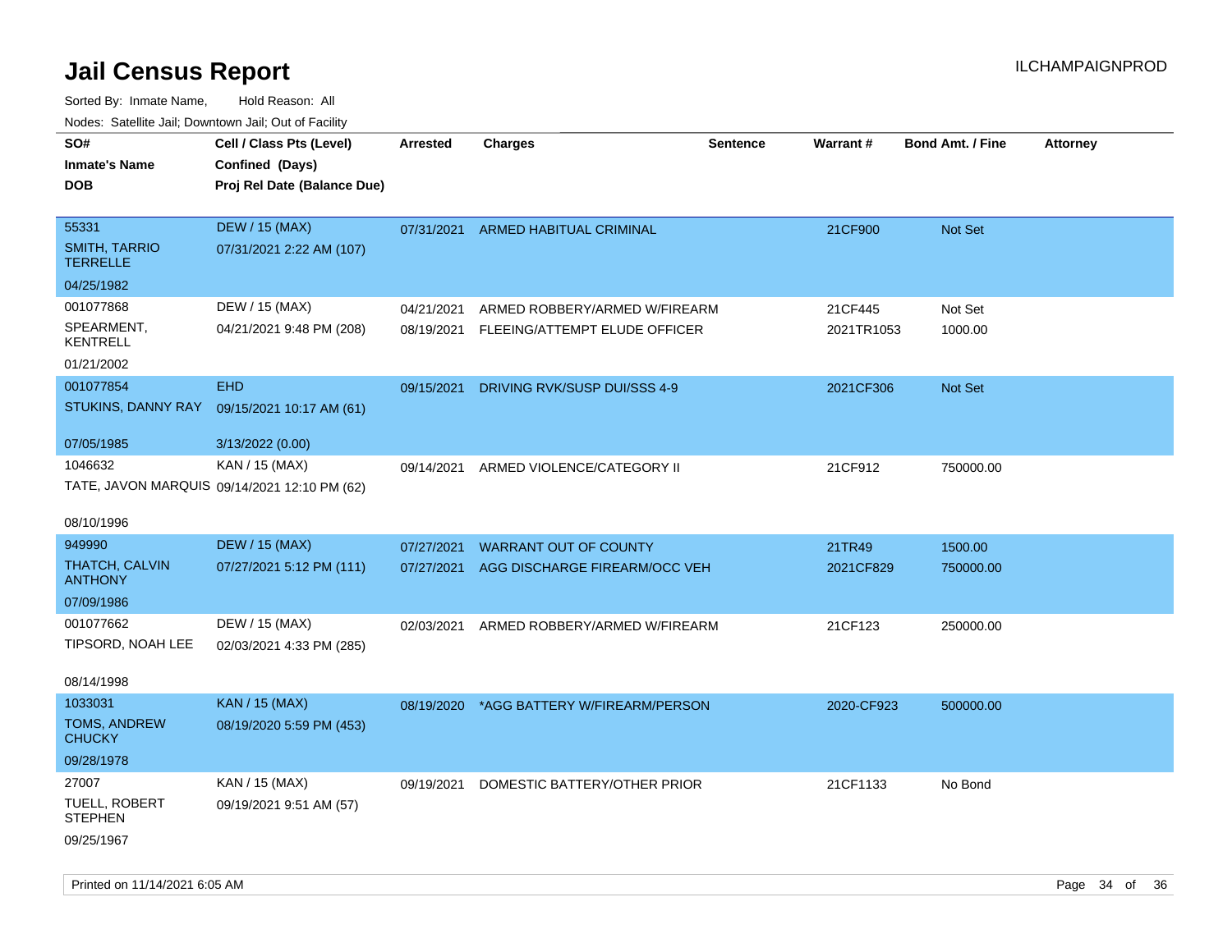# Jail Census Report

Sorted By: Inmate Name, Hold Reason: All

Nodes: Satellite Jail; Downtown Jail; Out of Facility

| SO# / Inmate's Name / DOB | Cell / Class Pts (Level) / Confined (Days) / Proj Rel Date (Balance Due) | Arrested | Charges | Sentence | Warrant # | Bond Amt. / Fine | Attorney |
|---|---|---|---|---|---|---|---|
| 55331<br>SMITH, TARRIO TERRELLE<br>04/25/1982 | DEW / 15 (MAX)<br>07/31/2021 2:22 AM (107) | 07/31/2021 | ARMED HABITUAL CRIMINAL | | 21CF900 | Not Set | |
| 001077868<br>SPEARMENT, KENTRELL<br>01/21/2002 | DEW / 15 (MAX)<br>04/21/2021 9:48 PM (208) | 04/21/2021<br>08/19/2021 | ARMED ROBBERY/ARMED W/FIREARM<br>FLEEING/ATTEMPT ELUDE OFFICER | | 21CF445<br>2021TR1053 | Not Set<br>1000.00 | |
| 001077854<br>STUKINS, DANNY RAY<br>07/05/1985 | EHD<br>09/15/2021 10:17 AM (61)<br>3/13/2022 (0.00) | 09/15/2021 | DRIVING RVK/SUSP DUI/SSS 4-9 | | 2021CF306 | Not Set | |
| 1046632<br>TATE, JAVON MARQUIS<br>08/10/1996 | KAN / 15 (MAX)<br>09/14/2021 12:10 PM (62) | 09/14/2021 | ARMED VIOLENCE/CATEGORY II | | 21CF912 | 750000.00 | |
| 949990<br>THATCH, CALVIN ANTHONY<br>07/09/1986 | DEW / 15 (MAX)<br>07/27/2021 5:12 PM (111) | 07/27/2021<br>07/27/2021 | WARRANT OUT OF COUNTY<br>AGG DISCHARGE FIREARM/OCC VEH | | 21TR49<br>2021CF829 | 1500.00<br>750000.00 | |
| 001077662<br>TIPSORD, NOAH LEE<br>08/14/1998 | DEW / 15 (MAX)<br>02/03/2021 4:33 PM (285) | 02/03/2021 | ARMED ROBBERY/ARMED W/FIREARM | | 21CF123 | 250000.00 | |
| 1033031<br>TOMS, ANDREW CHUCKY<br>09/28/1978 | KAN / 15 (MAX)<br>08/19/2020 5:59 PM (453) | 08/19/2020 | *AGG BATTERY W/FIREARM/PERSON | | 2020-CF923 | 500000.00 | |
| 27007<br>TUELL, ROBERT STEPHEN<br>09/25/1967 | KAN / 15 (MAX)<br>09/19/2021 9:51 AM (57) | 09/19/2021 | DOMESTIC BATTERY/OTHER PRIOR | | 21CF1133 | No Bond | |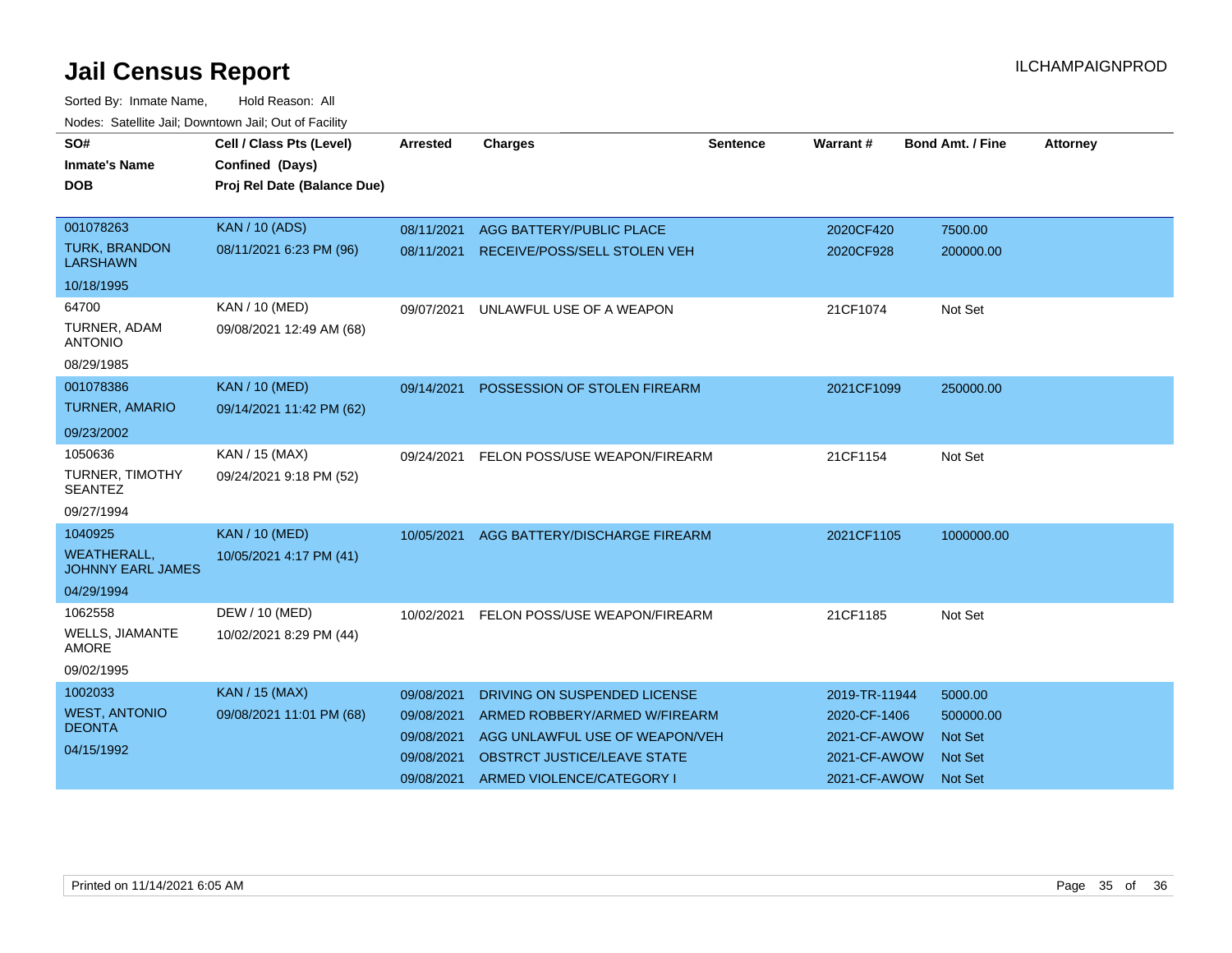# Jail Census Report

ILCHAMPAIGNPROD

Sorted By: Inmate Name, Hold Reason: All

Nodes: Satellite Jail; Downtown Jail; Out of Facility

| SO# / Inmate's Name / DOB | Cell / Class Pts (Level) / Confined (Days) / Proj Rel Date (Balance Due) | Arrested | Charges | Sentence | Warrant # | Bond Amt. / Fine | Attorney |
|---|---|---|---|---|---|---|---|
| 001078263<br>TURK, BRANDON LARSHAWN<br>10/18/1995 | KAN / 10 (ADS)<br>08/11/2021 6:23 PM (96) | 08/11/2021 | AGG BATTERY/PUBLIC PLACE | | 2020CF420 | 7500.00 | |
| | | 08/11/2021 | RECEIVE/POSS/SELL STOLEN VEH | | 2020CF928 | 200000.00 | |
| 64700<br>TURNER, ADAM ANTONIO<br>08/29/1985 | KAN / 10 (MED)<br>09/08/2021 12:49 AM (68) | 09/07/2021 | UNLAWFUL USE OF A WEAPON | | 21CF1074 | Not Set | |
| 001078386<br>TURNER, AMARIO<br>09/23/2002 | KAN / 10 (MED)<br>09/14/2021 11:42 PM (62) | 09/14/2021 | POSSESSION OF STOLEN FIREARM | | 2021CF1099 | 250000.00 | |
| 1050636<br>TURNER, TIMOTHY SEANTEZ<br>09/27/1994 | KAN / 15 (MAX)<br>09/24/2021 9:18 PM (52) | 09/24/2021 | FELON POSS/USE WEAPON/FIREARM | | 21CF1154 | Not Set | |
| 1040925<br>WEATHERALL, JOHNNY EARL JAMES<br>04/29/1994 | KAN / 10 (MED)<br>10/05/2021 4:17 PM (41) | 10/05/2021 | AGG BATTERY/DISCHARGE FIREARM | | 2021CF1105 | 1000000.00 | |
| 1062558<br>WELLS, JIAMANTE AMORE<br>09/02/1995 | DEW / 10 (MED)<br>10/02/2021 8:29 PM (44) | 10/02/2021 | FELON POSS/USE WEAPON/FIREARM | | 21CF1185 | Not Set | |
| 1002033<br>WEST, ANTONIO DEONTA<br>04/15/1992 | KAN / 15 (MAX)<br>09/08/2021 11:01 PM (68) | 09/08/2021 | DRIVING ON SUSPENDED LICENSE | | 2019-TR-11944 | 5000.00 | |
| | | 09/08/2021 | ARMED ROBBERY/ARMED W/FIREARM | | 2020-CF-1406 | 500000.00 | |
| | | 09/08/2021 | AGG UNLAWFUL USE OF WEAPON/VEH | | 2021-CF-AWOW | Not Set | |
| | | 09/08/2021 | OBSTRCT JUSTICE/LEAVE STATE | | 2021-CF-AWOW | Not Set | |
| | | 09/08/2021 | ARMED VIOLENCE/CATEGORY I | | 2021-CF-AWOW | Not Set | |

Printed on 11/14/2021 6:05 AM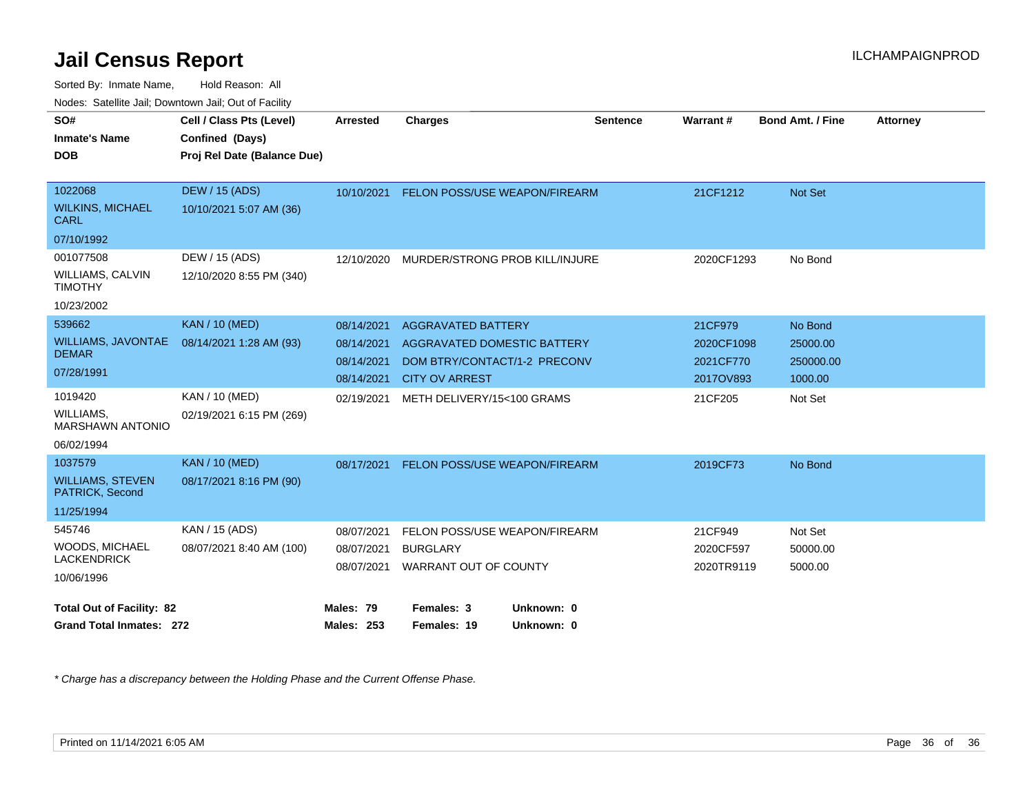# Jail Census Report

ILCHAMPAIGNPROD

Sorted By: Inmate Name, Hold Reason: All

Nodes: Satellite Jail; Downtown Jail; Out of Facility

| SO# / Inmate's Name / DOB | Cell / Class Pts (Level) / Confined (Days) / Proj Rel Date (Balance Due) | Arrested | Charges | Sentence | Warrant # | Bond Amt. / Fine | Attorney |
|---|---|---|---|---|---|---|---|
| 1022068<br>WILKINS, MICHAEL CARL<br>07/10/1992 | DEW / 15 (ADS)<br>10/10/2021 5:07 AM (36) | 10/10/2021 | FELON POSS/USE WEAPON/FIREARM | | 21CF1212 | Not Set | |
| 001077508<br>WILLIAMS, CALVIN TIMOTHY<br>10/23/2002 | DEW / 15 (ADS)<br>12/10/2020 8:55 PM (340) | 12/10/2020 | MURDER/STRONG PROB KILL/INJURE | | 2020CF1293 | No Bond | |
| 539662<br>WILLIAMS, JAVONTAE DEMAR<br>07/28/1991 | KAN / 10 (MED)<br>08/14/2021 1:28 AM (93) | 08/14/2021 | AGGRAVATED BATTERY | | 21CF979 | No Bond | |
| | | 08/14/2021 | AGGRAVATED DOMESTIC BATTERY | | 2020CF1098 | 25000.00 | |
| | | 08/14/2021 | DOM BTRY/CONTACT/1-2 PRECONV | | 2021CF770 | 250000.00 | |
| | | 08/14/2021 | CITY OV ARREST | | 2017OV893 | 1000.00 | |
| 1019420<br>WILLIAMS, MARSHAWN ANTONIO<br>06/02/1994 | KAN / 10 (MED)<br>02/19/2021 6:15 PM (269) | 02/19/2021 | METH DELIVERY/15<100 GRAMS | | 21CF205 | Not Set | |
| 1037579<br>WILLIAMS, STEVEN PATRICK, Second<br>11/25/1994 | KAN / 10 (MED)<br>08/17/2021 8:16 PM (90) | 08/17/2021 | FELON POSS/USE WEAPON/FIREARM | | 2019CF73 | No Bond | |
| 545746<br>WOODS, MICHAEL LACKENDRICK<br>10/06/1996 | KAN / 15 (ADS)<br>08/07/2021 8:40 AM (100) | 08/07/2021 | FELON POSS/USE WEAPON/FIREARM | | 21CF949 | Not Set | |
| | | 08/07/2021 | BURGLARY | | 2020CF597 | 50000.00 | |
| | | 08/07/2021 | WARRANT OUT OF COUNTY | | 2020TR9119 | 5000.00 | |

**Total Out of Facility: 82** **Males: 79** **Females: 3** **Unknown: 0**

**Grand Total Inmates: 272** **Males: 253** **Females: 19** **Unknown: 0**

*\* Charge has a discrepancy between the Holding Phase and the Current Offense Phase.*

Printed on 11/14/2021 6:05 AM